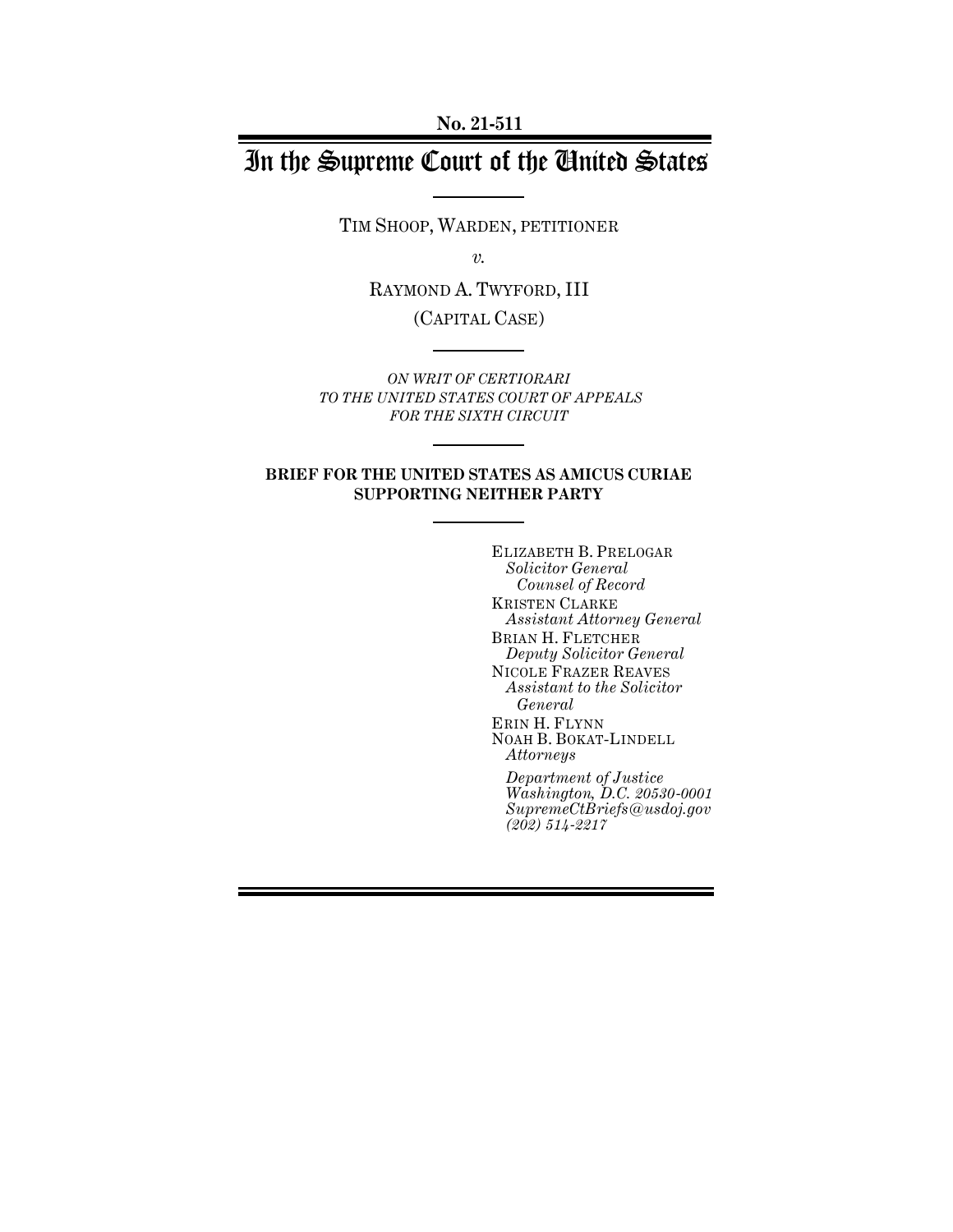**No. 21-511**

# In the Supreme Court of the United States

TIM SHOOP, WARDEN, PETITIONER

*v.*

RAYMOND A. TWYFORD, III

(CAPITAL CASE)

*ON WRIT OF CERTIORARI*
*TO THE UNITED STATES COURT OF APPEALS*
*FOR THE SIXTH CIRCUIT*

**BRIEF FOR THE UNITED STATES AS AMICUS CURIAE SUPPORTING NEITHER PARTY**

ELIZABETH B. PRELOGAR
*Solicitor General*
*Counsel of Record*
KRISTEN CLARKE
*Assistant Attorney General*
BRIAN H. FLETCHER
*Deputy Solicitor General*
NICOLE FRAZER REAVES
*Assistant to the Solicitor General*
ERIN H. FLYNN
NOAH B. BOKAT-LINDELL
*Attorneys*

*Department of Justice*
*Washington, D.C. 20530-0001*
*SupremeCtBriefs@usdoj.gov*
*(202) 514-2217*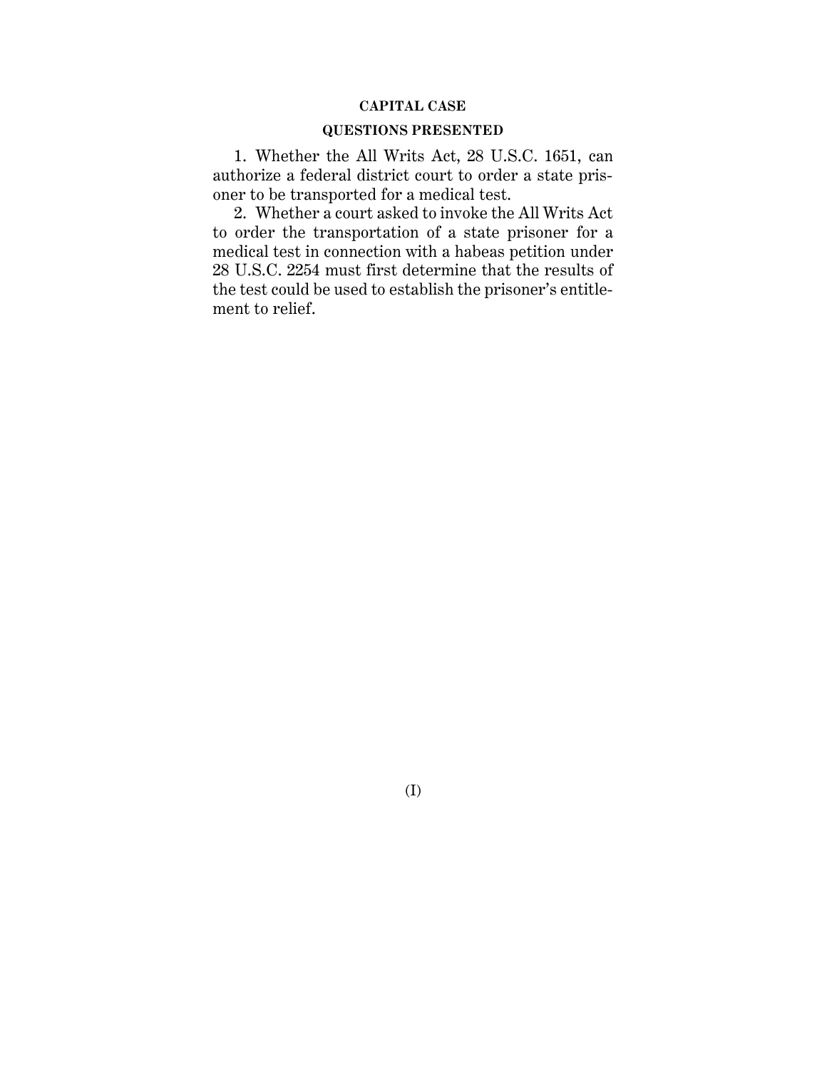**CAPITAL CASE**

## QUESTIONS PRESENTED

1. Whether the All Writs Act, 28 U.S.C. 1651, can authorize a federal district court to order a state prisoner to be transported for a medical test.

2. Whether a court asked to invoke the All Writs Act to order the transportation of a state prisoner for a medical test in connection with a habeas petition under 28 U.S.C. 2254 must first determine that the results of the test could be used to establish the prisoner's entitlement to relief.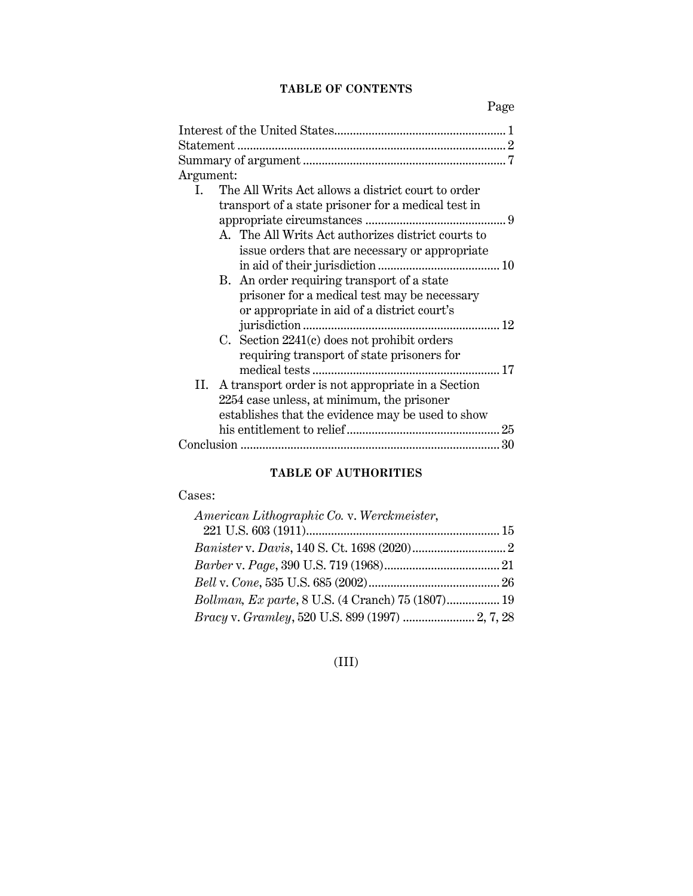## TABLE OF CONTENTS

Page

Interest of the United States .......................................................... 1

Statement .......................................................................................... 2

Summary of argument ..................................................................... 7

Argument:

I. The All Writs Act allows a district court to order transport of a state prisoner for a medical test in appropriate circumstances .......................................... 9

   A. The All Writs Act authorizes district courts to issue orders that are necessary or appropriate in aid of their jurisdiction ....................................... 10

   B. An order requiring transport of a state prisoner for a medical test may be necessary or appropriate in aid of a district court's jurisdiction ............................................................... 12

   C. Section 2241(c) does not prohibit orders requiring transport of state prisoners for medical tests ........................................................... 17

II. A transport order is not appropriate in a Section 2254 case unless, at minimum, the prisoner establishes that the evidence may be used to show his entitlement to relief ................................................ 25

Conclusion ........................................................................................ 30

## TABLE OF AUTHORITIES

Cases:

*American Lithographic Co.* v. *Werckmeister*, 221 U.S. 603 (1911) ............................................................ 15

*Banister* v. *Davis*, 140 S. Ct. 1698 (2020) ............................ 2

*Barber* v. *Page*, 390 U.S. 719 (1968) .................................... 21

*Bell* v. *Cone*, 535 U.S. 685 (2002) ......................................... 26

*Bollman, Ex parte*, 8 U.S. (4 Cranch) 75 (1807) ................. 19

*Bracy* v. *Gramley*, 520 U.S. 899 (1997) ...................... 2, 7, 28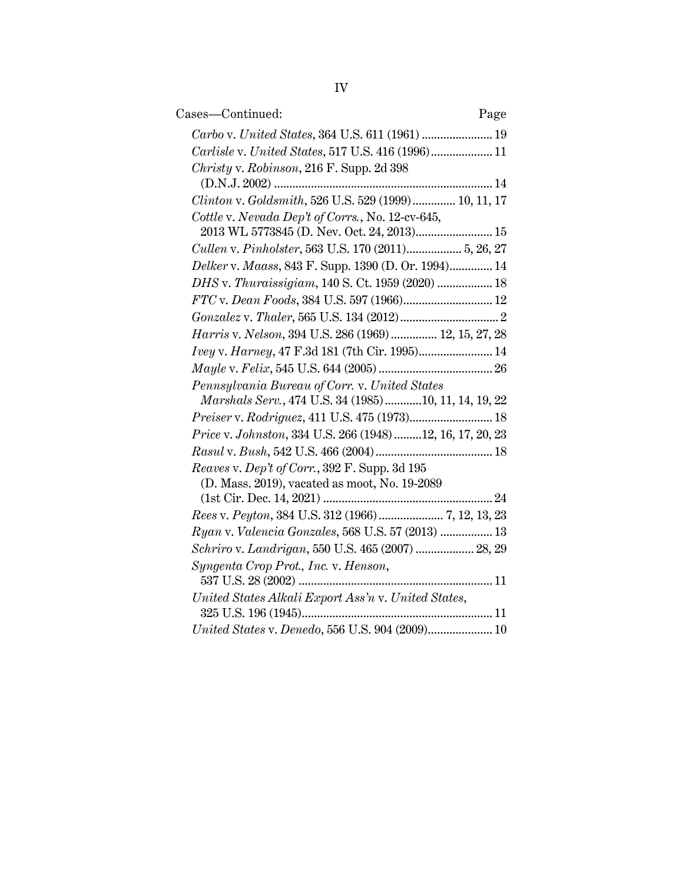Cases—Continued: Page

*Carbo* v. *United States*, 364 U.S. 611 (1961) ....................... 19

*Carlisle* v. *United States*, 517 U.S. 416 (1996).................... 11

*Christy* v. *Robinson*, 216 F. Supp. 2d 398 (D.N.J. 2002) ....................................................................... 14

*Clinton* v. *Goldsmith*, 526 U.S. 529 (1999).............. 10, 11, 17

*Cottle* v. *Nevada Dep't of Corrs.*, No. 12-cv-645, 2013 WL 5773845 (D. Nev. Oct. 24, 2013)......................... 15

*Cullen* v. *Pinholster*, 563 U.S. 170 (2011).................. 5, 26, 27

*Delker* v. *Maass*, 843 F. Supp. 1390 (D. Or. 1994).............. 14

*DHS* v. *Thuraissigiam*, 140 S. Ct. 1959 (2020) .................. 18

*FTC* v. *Dean Foods*, 384 U.S. 597 (1966)............................. 12

*Gonzalez* v. *Thaler*, 565 U.S. 134 (2012)................................ 2

*Harris* v. *Nelson*, 394 U.S. 286 (1969) ............... 12, 15, 27, 28

*Ivey* v. *Harney*, 47 F.3d 181 (7th Cir. 1995)........................ 14

*Mayle* v. *Felix*, 545 U.S. 644 (2005) ..................................... 26

*Pennsylvania Bureau of Corr.* v. *United States Marshals Serv.*, 474 U.S. 34 (1985) ............10, 11, 14, 19, 22

*Preiser* v. *Rodriguez*, 411 U.S. 475 (1973)........................... 18

*Price* v. *Johnston*, 334 U.S. 266 (1948) .........12, 16, 17, 20, 23

*Rasul* v. *Bush*, 542 U.S. 466 (2004) ...................................... 18

*Reaves* v. *Dep't of Corr.*, 392 F. Supp. 3d 195 (D. Mass. 2019), vacated as moot, No. 19-2089 (1st Cir. Dec. 14, 2021) ...................................................... 24

*Rees* v. *Peyton*, 384 U.S. 312 (1966) ..................... 7, 12, 13, 23

*Ryan* v. *Valencia Gonzales*, 568 U.S. 57 (2013) ................. 13

*Schriro* v. *Landrigan*, 550 U.S. 465 (2007) ................... 28, 29

*Syngenta Crop Prot., Inc.* v. *Henson*, 537 U.S. 28 (2002) ............................................................... 11

*United States Alkali Export Ass'n* v. *United States*, 325 U.S. 196 (1945).............................................................. 11

*United States* v. *Denedo*, 556 U.S. 904 (2009)..................... 10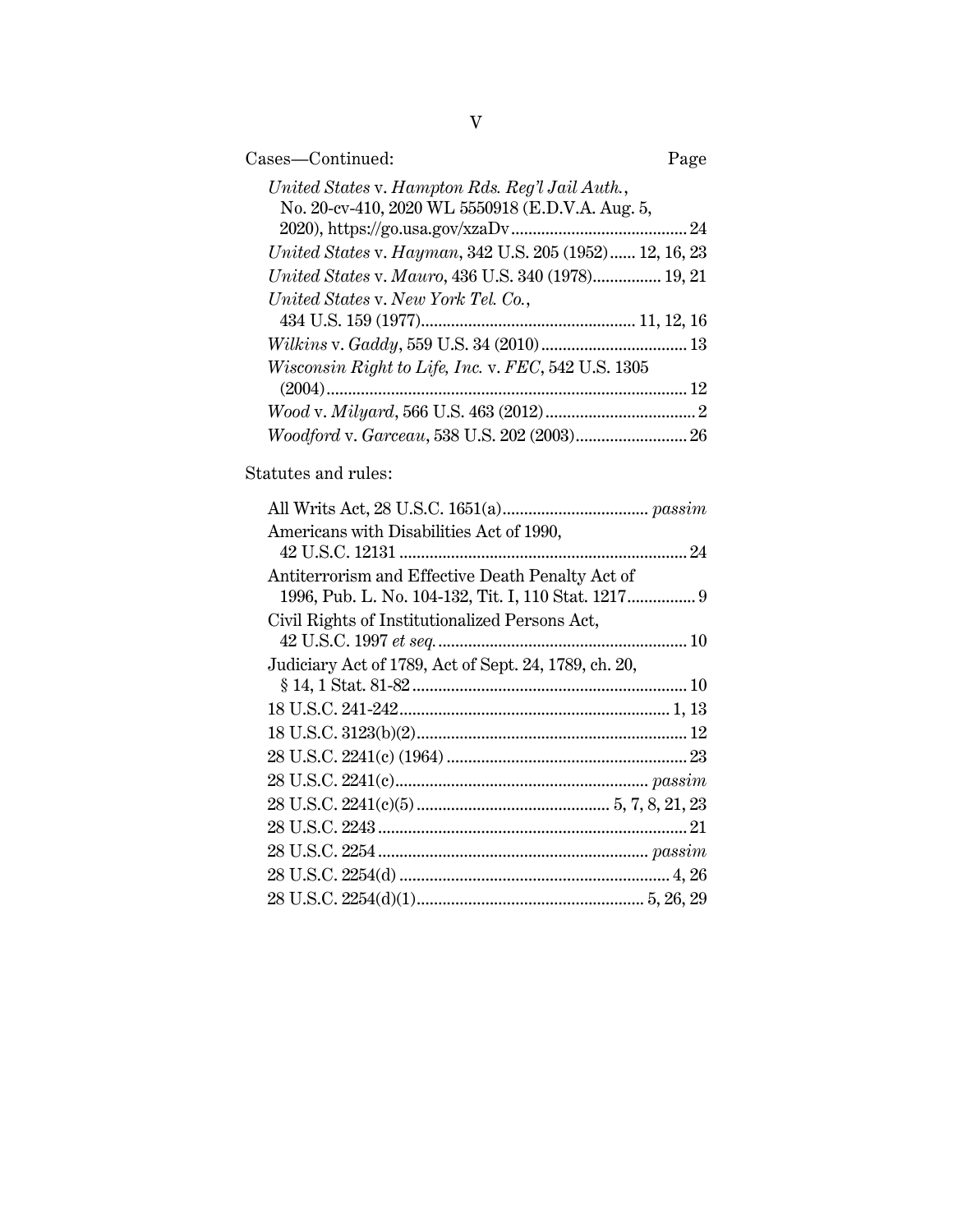Cases—Continued: Page

*United States* v. *Hampton Rds. Reg'l Jail Auth.*, No. 20-cv-410, 2020 WL 5550918 (E.D.V.A. Aug. 5, 2020), https://go.usa.gov/xzaDv ........................................ 24

*United States* v. *Hayman*, 342 U.S. 205 (1952) ...... 12, 16, 23

*United States* v. *Mauro*, 436 U.S. 340 (1978) ................ 19, 21

*United States* v. *New York Tel. Co.*, 434 U.S. 159 (1977) ................................................. 11, 12, 16

*Wilkins* v. *Gaddy*, 559 U.S. 34 (2010) .................................. 13

*Wisconsin Right to Life, Inc.* v. *FEC*, 542 U.S. 1305 (2004) .................................................................................. 12

*Wood* v. *Milyard*, 566 U.S. 463 (2012) .................................. 2

*Woodford* v. *Garceau*, 538 U.S. 202 (2003) .......................... 26

Statutes and rules:

All Writs Act, 28 U.S.C. 1651(a) .................................. *passim*

Americans with Disabilities Act of 1990, 42 U.S.C. 12131 ................................................................. 24

Antiterrorism and Effective Death Penalty Act of 1996, Pub. L. No. 104-132, Tit. I, 110 Stat. 1217 ................ 9

Civil Rights of Institutionalized Persons Act, 42 U.S.C. 1997 *et seq.* ......................................................... 10

Judiciary Act of 1789, Act of Sept. 24, 1789, ch. 20, § 14, 1 Stat. 81-82 ............................................................... 10

18 U.S.C. 241-242 .............................................................. 1, 13

18 U.S.C. 3123(b)(2) .............................................................. 12

28 U.S.C. 2241(c) (1964) ....................................................... 23

28 U.S.C. 2241(c) .......................................................... *passim*

28 U.S.C. 2241(c)(5) ............................................ 5, 7, 8, 21, 23

28 U.S.C. 2243 ...................................................................... 21

28 U.S.C. 2254 .............................................................. *passim*

28 U.S.C. 2254(d) .............................................................. 4, 26

28 U.S.C. 2254(d)(1) .................................................... 5, 26, 29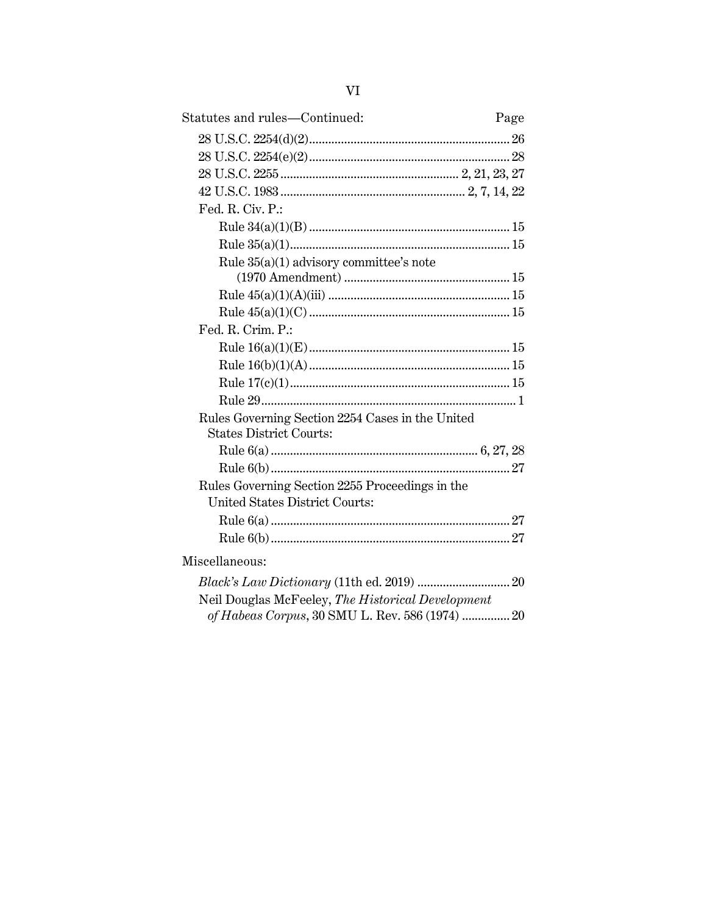Statutes and rules—Continued: Page

28 U.S.C. 2254(d)(2) ... 26

28 U.S.C. 2254(e)(2) ... 28

28 U.S.C. 2255 ... 2, 21, 23, 27

42 U.S.C. 1983 ... 2, 7, 14, 22

Fed. R. Civ. P.:

- Rule 34(a)(1)(B) ... 15
- Rule 35(a)(1) ... 15
- Rule 35(a)(1) advisory committee's note (1970 Amendment) ... 15
- Rule 45(a)(1)(A)(iii) ... 15
- Rule 45(a)(1)(C) ... 15

Fed. R. Crim. P.:

- Rule 16(a)(1)(E) ... 15
- Rule 16(b)(1)(A) ... 15
- Rule 17(c)(1) ... 15
- Rule 29 ... 1

Rules Governing Section 2254 Cases in the United States District Courts:

- Rule 6(a) ... 6, 27, 28
- Rule 6(b) ... 27

Rules Governing Section 2255 Proceedings in the United States District Courts:

- Rule 6(a) ... 27
- Rule 6(b) ... 27

Miscellaneous:

*Black's Law Dictionary* (11th ed. 2019) ... 20

Neil Douglas McFeeley, *The Historical Development of Habeas Corpus*, 30 SMU L. Rev. 586 (1974) ... 20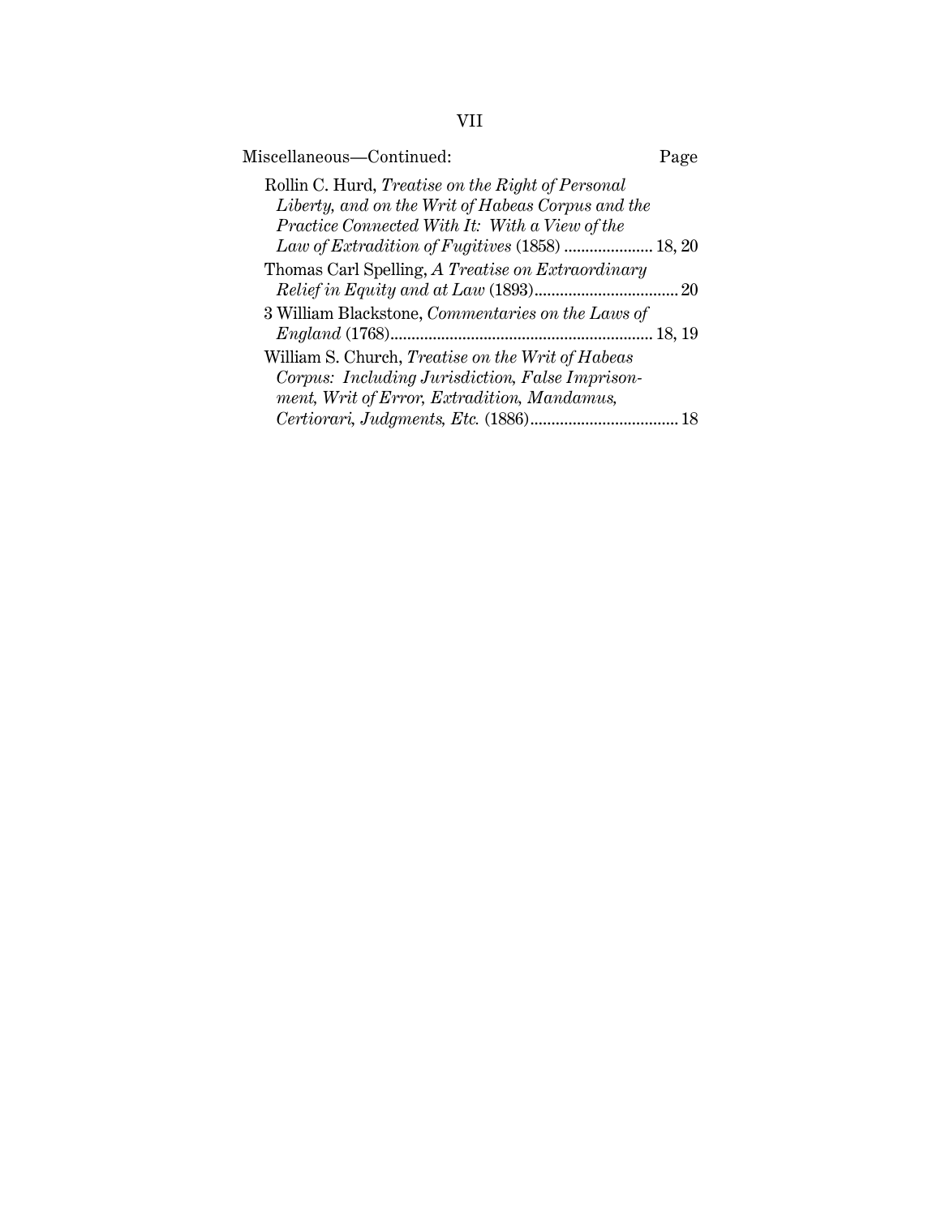Miscellaneous—Continued: Page

Rollin C. Hurd, *Treatise on the Right of Personal Liberty, and on the Writ of Habeas Corpus and the Practice Connected With It: With a View of the Law of Extradition of Fugitives* (1858) ..................... 18, 20

Thomas Carl Spelling, *A Treatise on Extraordinary Relief in Equity and at Law* (1893).................................. 20

3 William Blackstone, *Commentaries on the Laws of England* (1768).............................................................. 18, 19

William S. Church, *Treatise on the Writ of Habeas Corpus: Including Jurisdiction, False Imprisonment, Writ of Error, Extradition, Mandamus, Certiorari, Judgments, Etc.* (1886).................................. 18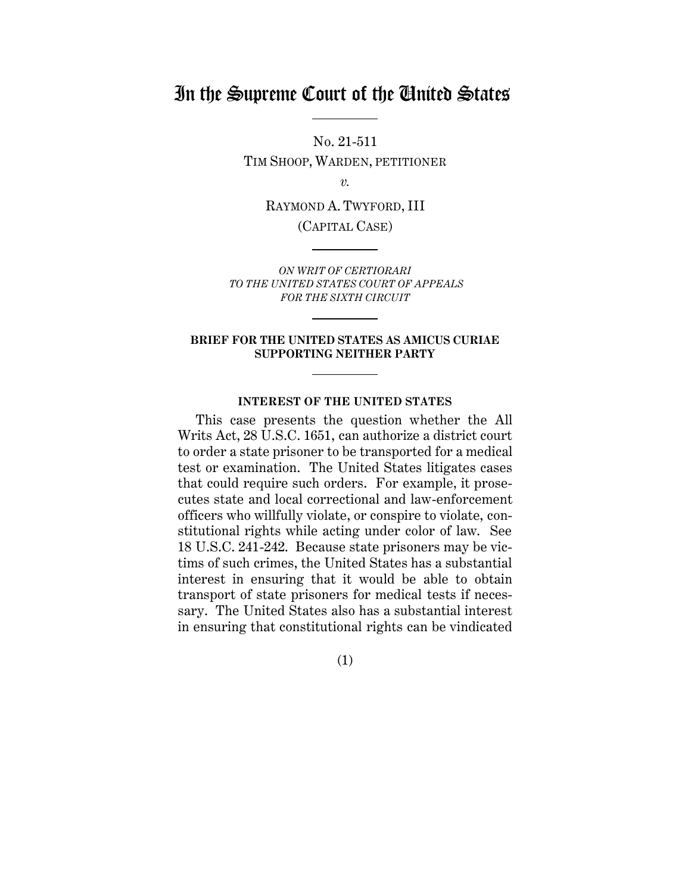# In the Supreme Court of the United States

No. 21-511

TIM SHOOP, WARDEN, PETITIONER

*v.*

RAYMOND A. TWYFORD, III

(CAPITAL CASE)

*ON WRIT OF CERTIORARI TO THE UNITED STATES COURT OF APPEALS FOR THE SIXTH CIRCUIT*

**BRIEF FOR THE UNITED STATES AS AMICUS CURIAE SUPPORTING NEITHER PARTY**

**INTEREST OF THE UNITED STATES**

This case presents the question whether the All Writs Act, 28 U.S.C. 1651, can authorize a district court to order a state prisoner to be transported for a medical test or examination. The United States litigates cases that could require such orders. For example, it prosecutes state and local correctional and law-enforcement officers who willfully violate, or conspire to violate, constitutional rights while acting under color of law. See 18 U.S.C. 241-242. Because state prisoners may be victims of such crimes, the United States has a substantial interest in ensuring that it would be able to obtain transport of state prisoners for medical tests if necessary. The United States also has a substantial interest in ensuring that constitutional rights can be vindicated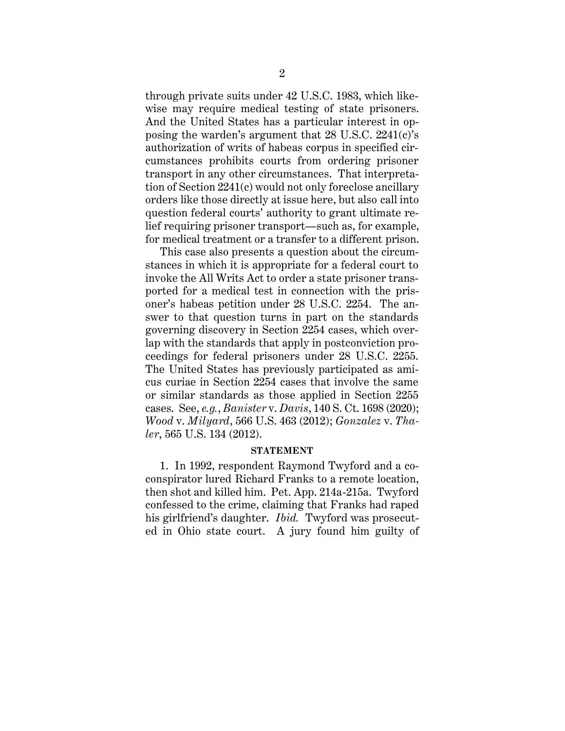through private suits under 42 U.S.C. 1983, which likewise may require medical testing of state prisoners. And the United States has a particular interest in opposing the warden's argument that 28 U.S.C. 2241(c)'s authorization of writs of habeas corpus in specified circumstances prohibits courts from ordering prisoner transport in any other circumstances. That interpretation of Section 2241(c) would not only foreclose ancillary orders like those directly at issue here, but also call into question federal courts' authority to grant ultimate relief requiring prisoner transport—such as, for example, for medical treatment or a transfer to a different prison.

This case also presents a question about the circumstances in which it is appropriate for a federal court to invoke the All Writs Act to order a state prisoner transported for a medical test in connection with the prisoner's habeas petition under 28 U.S.C. 2254. The answer to that question turns in part on the standards governing discovery in Section 2254 cases, which overlap with the standards that apply in postconviction proceedings for federal prisoners under 28 U.S.C. 2255. The United States has previously participated as amicus curiae in Section 2254 cases that involve the same or similar standards as those applied in Section 2255 cases. See, *e.g.*, *Banister* v. *Davis*, 140 S. Ct. 1698 (2020); *Wood* v. *Milyard*, 566 U.S. 463 (2012); *Gonzalez* v. *Thaler*, 565 U.S. 134 (2012).

## STATEMENT

1. In 1992, respondent Raymond Twyford and a co-conspirator lured Richard Franks to a remote location, then shot and killed him. Pet. App. 214a-215a. Twyford confessed to the crime, claiming that Franks had raped his girlfriend's daughter. *Ibid.* Twyford was prosecuted in Ohio state court. A jury found him guilty of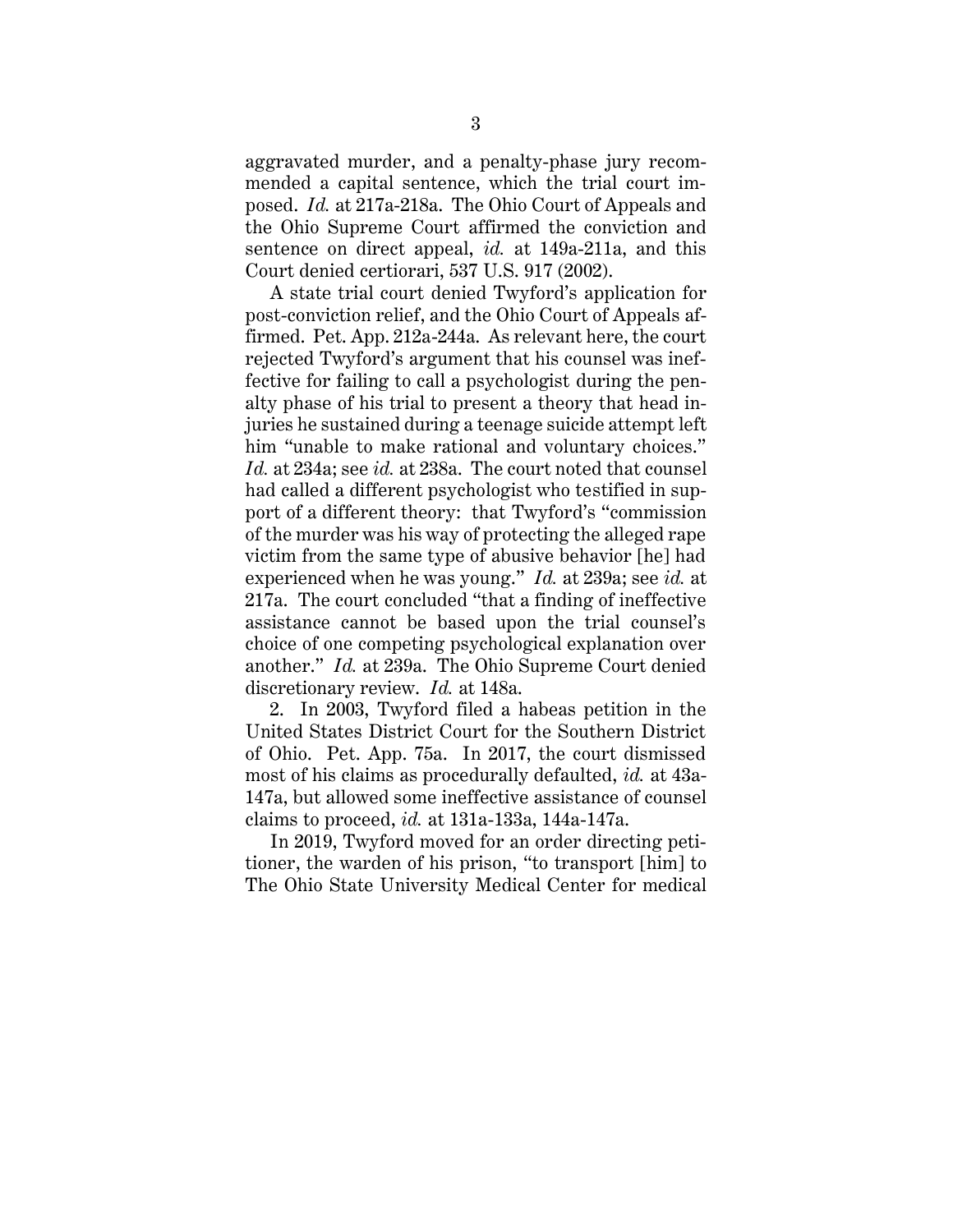aggravated murder, and a penalty-phase jury recommended a capital sentence, which the trial court imposed. *Id.* at 217a-218a. The Ohio Court of Appeals and the Ohio Supreme Court affirmed the conviction and sentence on direct appeal, *id.* at 149a-211a, and this Court denied certiorari, 537 U.S. 917 (2002).

A state trial court denied Twyford's application for post-conviction relief, and the Ohio Court of Appeals affirmed. Pet. App. 212a-244a. As relevant here, the court rejected Twyford's argument that his counsel was ineffective for failing to call a psychologist during the penalty phase of his trial to present a theory that head injuries he sustained during a teenage suicide attempt left him "unable to make rational and voluntary choices." *Id.* at 234a; see *id.* at 238a. The court noted that counsel had called a different psychologist who testified in support of a different theory: that Twyford's "commission of the murder was his way of protecting the alleged rape victim from the same type of abusive behavior [he] had experienced when he was young." *Id.* at 239a; see *id.* at 217a. The court concluded "that a finding of ineffective assistance cannot be based upon the trial counsel's choice of one competing psychological explanation over another." *Id.* at 239a. The Ohio Supreme Court denied discretionary review. *Id.* at 148a.

2. In 2003, Twyford filed a habeas petition in the United States District Court for the Southern District of Ohio. Pet. App. 75a. In 2017, the court dismissed most of his claims as procedurally defaulted, *id.* at 43a-147a, but allowed some ineffective assistance of counsel claims to proceed, *id.* at 131a-133a, 144a-147a.

In 2019, Twyford moved for an order directing petitioner, the warden of his prison, "to transport [him] to The Ohio State University Medical Center for medical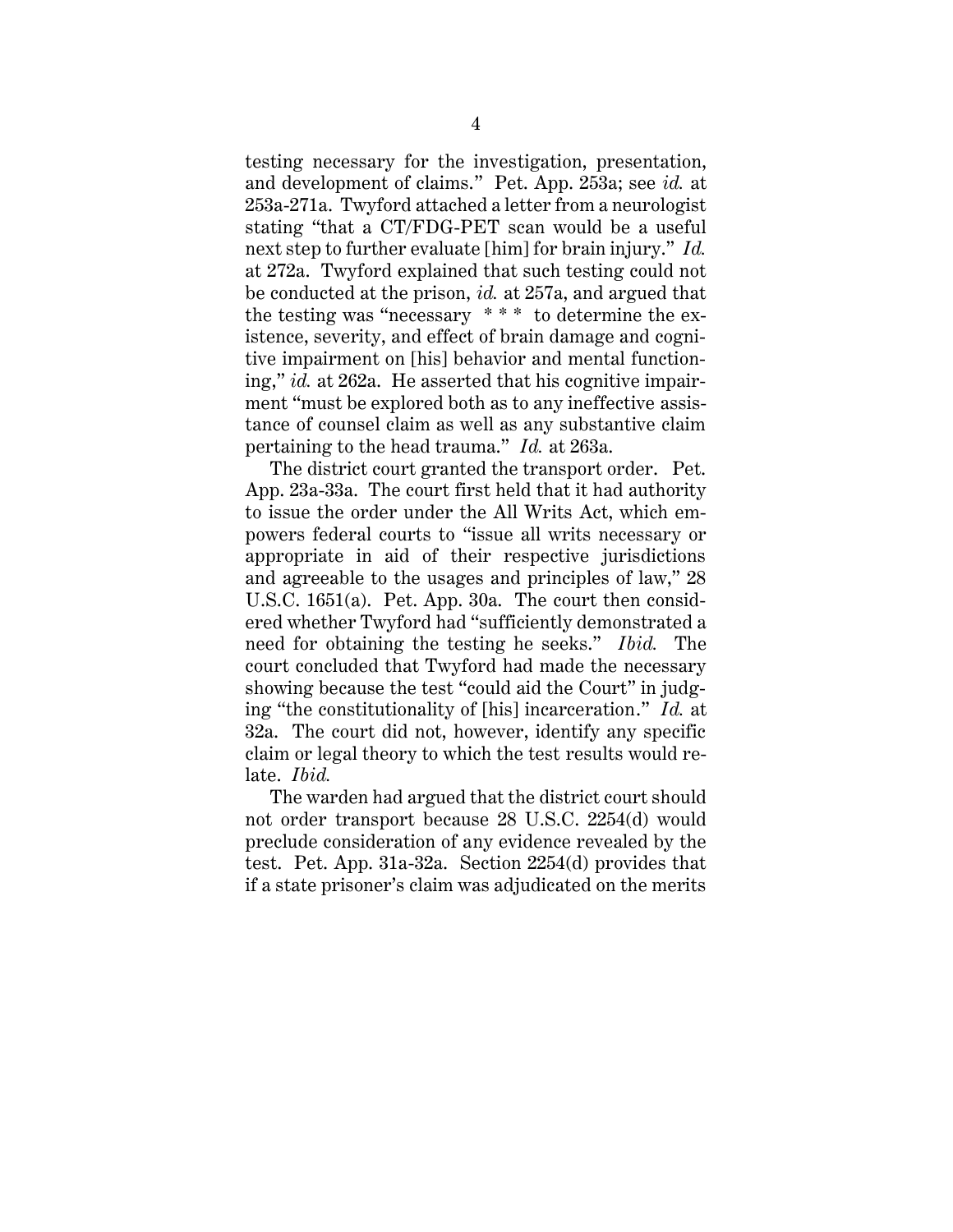testing necessary for the investigation, presentation, and development of claims." Pet. App. 253a; see *id.* at 253a-271a. Twyford attached a letter from a neurologist stating "that a CT/FDG-PET scan would be a useful next step to further evaluate [him] for brain injury." *Id.* at 272a. Twyford explained that such testing could not be conducted at the prison, *id.* at 257a, and argued that the testing was "necessary * * * to determine the existence, severity, and effect of brain damage and cognitive impairment on [his] behavior and mental functioning," *id.* at 262a. He asserted that his cognitive impairment "must be explored both as to any ineffective assistance of counsel claim as well as any substantive claim pertaining to the head trauma." *Id.* at 263a.

The district court granted the transport order. Pet. App. 23a-33a. The court first held that it had authority to issue the order under the All Writs Act, which empowers federal courts to "issue all writs necessary or appropriate in aid of their respective jurisdictions and agreeable to the usages and principles of law," 28 U.S.C. 1651(a). Pet. App. 30a. The court then considered whether Twyford had "sufficiently demonstrated a need for obtaining the testing he seeks." *Ibid.* The court concluded that Twyford had made the necessary showing because the test "could aid the Court" in judging "the constitutionality of [his] incarceration." *Id.* at 32a. The court did not, however, identify any specific claim or legal theory to which the test results would relate. *Ibid.*

The warden had argued that the district court should not order transport because 28 U.S.C. 2254(d) would preclude consideration of any evidence revealed by the test. Pet. App. 31a-32a. Section 2254(d) provides that if a state prisoner's claim was adjudicated on the merits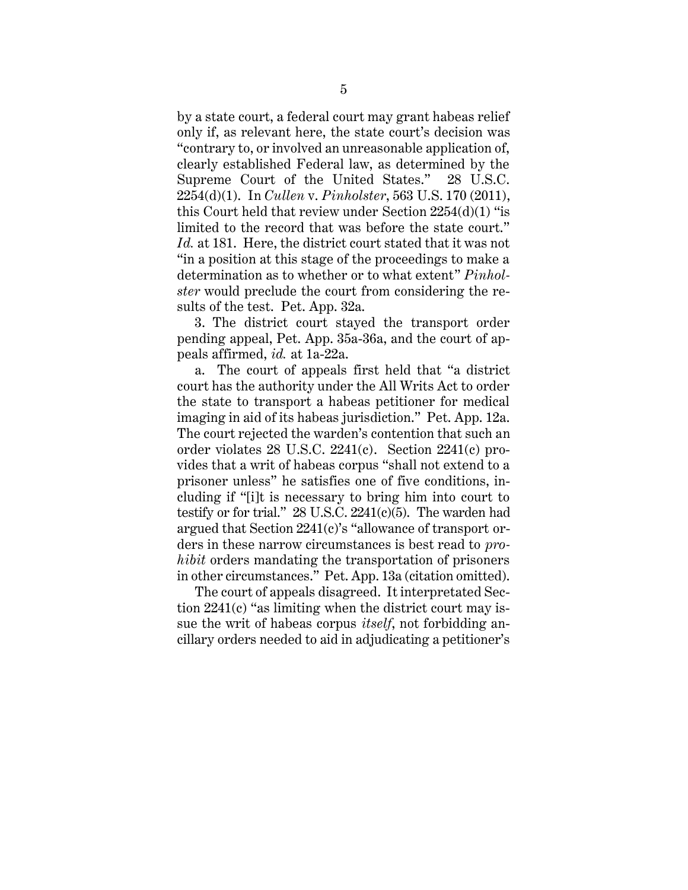by a state court, a federal court may grant habeas relief only if, as relevant here, the state court's decision was "contrary to, or involved an unreasonable application of, clearly established Federal law, as determined by the Supreme Court of the United States." 28 U.S.C. 2254(d)(1). In *Cullen* v. *Pinholster*, 563 U.S. 170 (2011), this Court held that review under Section 2254(d)(1) "is limited to the record that was before the state court." *Id.* at 181. Here, the district court stated that it was not "in a position at this stage of the proceedings to make a determination as to whether or to what extent" *Pinholster* would preclude the court from considering the results of the test. Pet. App. 32a.

3. The district court stayed the transport order pending appeal, Pet. App. 35a-36a, and the court of appeals affirmed, *id.* at 1a-22a.

a. The court of appeals first held that "a district court has the authority under the All Writs Act to order the state to transport a habeas petitioner for medical imaging in aid of its habeas jurisdiction." Pet. App. 12a. The court rejected the warden's contention that such an order violates 28 U.S.C. 2241(c). Section 2241(c) provides that a writ of habeas corpus "shall not extend to a prisoner unless" he satisfies one of five conditions, including if "[i]t is necessary to bring him into court to testify or for trial." 28 U.S.C. 2241(c)(5). The warden had argued that Section 2241(c)'s "allowance of transport orders in these narrow circumstances is best read to *prohibit* orders mandating the transportation of prisoners in other circumstances." Pet. App. 13a (citation omitted).

The court of appeals disagreed. It interpretated Section 2241(c) "as limiting when the district court may issue the writ of habeas corpus *itself*, not forbidding ancillary orders needed to aid in adjudicating a petitioner's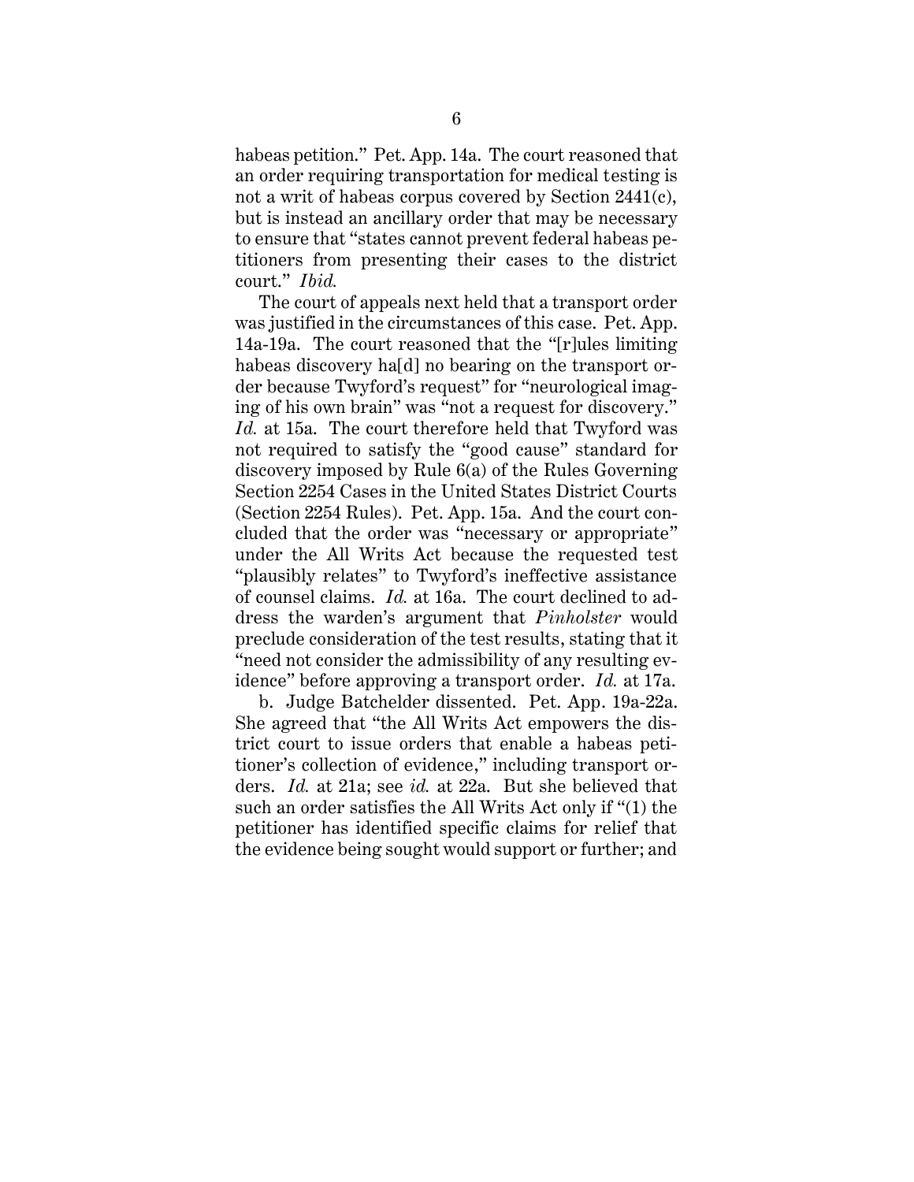habeas petition." Pet. App. 14a. The court reasoned that an order requiring transportation for medical testing is not a writ of habeas corpus covered by Section 2441(c), but is instead an ancillary order that may be necessary to ensure that "states cannot prevent federal habeas petitioners from presenting their cases to the district court." *Ibid.*

The court of appeals next held that a transport order was justified in the circumstances of this case. Pet. App. 14a-19a. The court reasoned that the "[r]ules limiting habeas discovery ha[d] no bearing on the transport order because Twyford's request" for "neurological imaging of his own brain" was "not a request for discovery." *Id.* at 15a. The court therefore held that Twyford was not required to satisfy the "good cause" standard for discovery imposed by Rule 6(a) of the Rules Governing Section 2254 Cases in the United States District Courts (Section 2254 Rules). Pet. App. 15a. And the court concluded that the order was "necessary or appropriate" under the All Writs Act because the requested test "plausibly relates" to Twyford's ineffective assistance of counsel claims. *Id.* at 16a. The court declined to address the warden's argument that *Pinholster* would preclude consideration of the test results, stating that it "need not consider the admissibility of any resulting evidence" before approving a transport order. *Id.* at 17a.

b. Judge Batchelder dissented. Pet. App. 19a-22a. She agreed that "the All Writs Act empowers the district court to issue orders that enable a habeas petitioner's collection of evidence," including transport orders. *Id.* at 21a; see *id.* at 22a. But she believed that such an order satisfies the All Writs Act only if "(1) the petitioner has identified specific claims for relief that the evidence being sought would support or further; and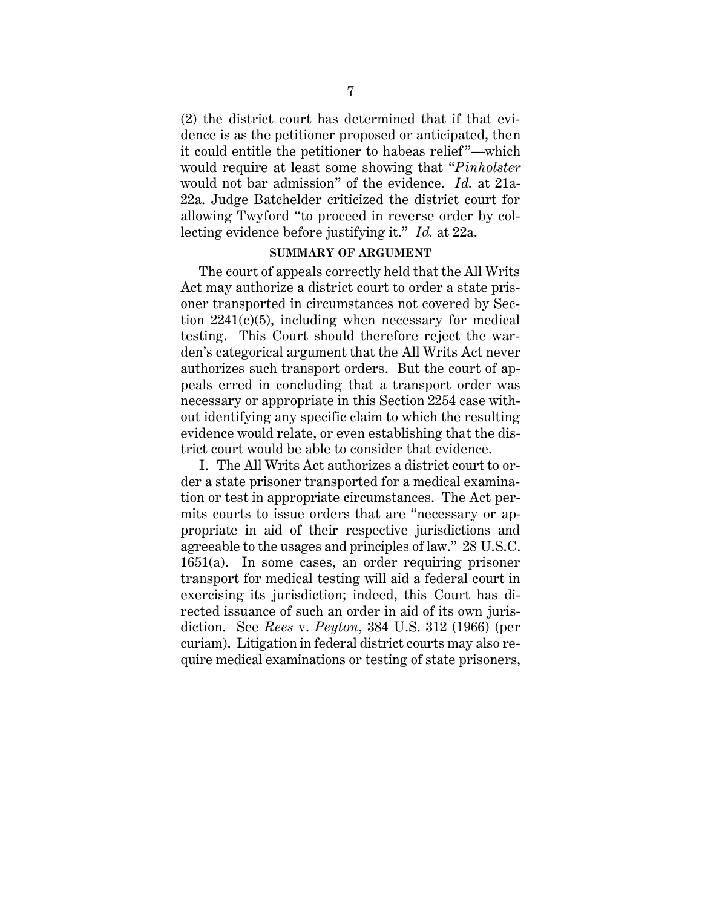(2) the district court has determined that if that evidence is as the petitioner proposed or anticipated, then it could entitle the petitioner to habeas relief"—which would require at least some showing that "*Pinholster* would not bar admission" of the evidence. *Id.* at 21a-22a. Judge Batchelder criticized the district court for allowing Twyford "to proceed in reverse order by collecting evidence before justifying it." *Id.* at 22a.

## SUMMARY OF ARGUMENT

The court of appeals correctly held that the All Writs Act may authorize a district court to order a state prisoner transported in circumstances not covered by Section 2241(c)(5), including when necessary for medical testing. This Court should therefore reject the warden's categorical argument that the All Writs Act never authorizes such transport orders. But the court of appeals erred in concluding that a transport order was necessary or appropriate in this Section 2254 case without identifying any specific claim to which the resulting evidence would relate, or even establishing that the district court would be able to consider that evidence.

I. The All Writs Act authorizes a district court to order a state prisoner transported for a medical examination or test in appropriate circumstances. The Act permits courts to issue orders that are "necessary or appropriate in aid of their respective jurisdictions and agreeable to the usages and principles of law." 28 U.S.C. 1651(a). In some cases, an order requiring prisoner transport for medical testing will aid a federal court in exercising its jurisdiction; indeed, this Court has directed issuance of such an order in aid of its own jurisdiction. See *Rees* v. *Peyton*, 384 U.S. 312 (1966) (per curiam). Litigation in federal district courts may also require medical examinations or testing of state prisoners,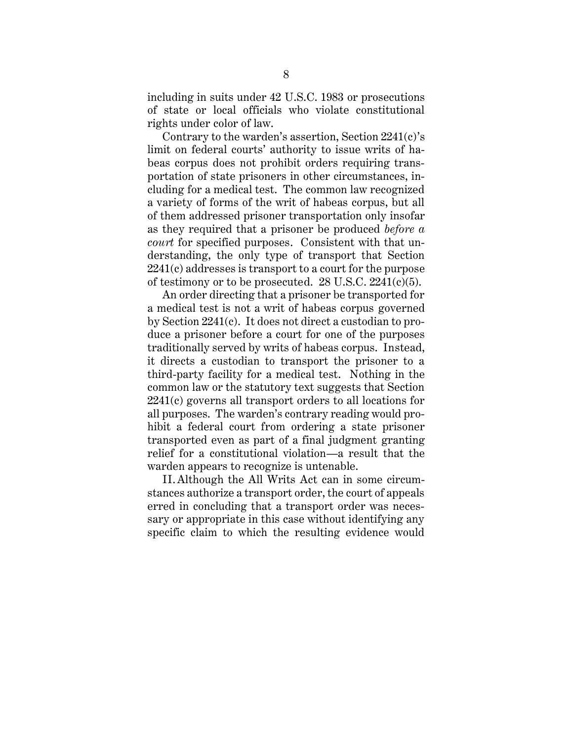including in suits under 42 U.S.C. 1983 or prosecutions of state or local officials who violate constitutional rights under color of law.

Contrary to the warden's assertion, Section 2241(c)'s limit on federal courts' authority to issue writs of habeas corpus does not prohibit orders requiring transportation of state prisoners in other circumstances, including for a medical test. The common law recognized a variety of forms of the writ of habeas corpus, but all of them addressed prisoner transportation only insofar as they required that a prisoner be produced *before a court* for specified purposes. Consistent with that understanding, the only type of transport that Section 2241(c) addresses is transport to a court for the purpose of testimony or to be prosecuted. 28 U.S.C. 2241(c)(5).

An order directing that a prisoner be transported for a medical test is not a writ of habeas corpus governed by Section 2241(c). It does not direct a custodian to produce a prisoner before a court for one of the purposes traditionally served by writs of habeas corpus. Instead, it directs a custodian to transport the prisoner to a third-party facility for a medical test. Nothing in the common law or the statutory text suggests that Section 2241(c) governs all transport orders to all locations for all purposes. The warden's contrary reading would prohibit a federal court from ordering a state prisoner transported even as part of a final judgment granting relief for a constitutional violation—a result that the warden appears to recognize is untenable.

II. Although the All Writs Act can in some circumstances authorize a transport order, the court of appeals erred in concluding that a transport order was necessary or appropriate in this case without identifying any specific claim to which the resulting evidence would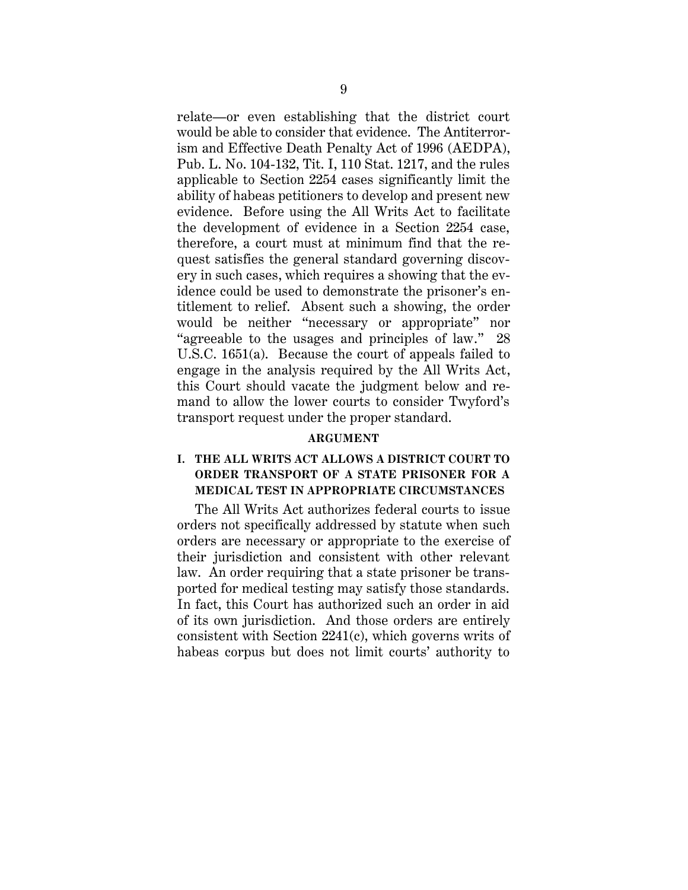relate—or even establishing that the district court would be able to consider that evidence. The Antiterrorism and Effective Death Penalty Act of 1996 (AEDPA), Pub. L. No. 104-132, Tit. I, 110 Stat. 1217, and the rules applicable to Section 2254 cases significantly limit the ability of habeas petitioners to develop and present new evidence. Before using the All Writs Act to facilitate the development of evidence in a Section 2254 case, therefore, a court must at minimum find that the request satisfies the general standard governing discovery in such cases, which requires a showing that the evidence could be used to demonstrate the prisoner's entitlement to relief. Absent such a showing, the order would be neither "necessary or appropriate" nor "agreeable to the usages and principles of law." 28 U.S.C. 1651(a). Because the court of appeals failed to engage in the analysis required by the All Writs Act, this Court should vacate the judgment below and remand to allow the lower courts to consider Twyford's transport request under the proper standard.

## ARGUMENT

### I. THE ALL WRITS ACT ALLOWS A DISTRICT COURT TO ORDER TRANSPORT OF A STATE PRISONER FOR A MEDICAL TEST IN APPROPRIATE CIRCUMSTANCES

The All Writs Act authorizes federal courts to issue orders not specifically addressed by statute when such orders are necessary or appropriate to the exercise of their jurisdiction and consistent with other relevant law. An order requiring that a state prisoner be transported for medical testing may satisfy those standards. In fact, this Court has authorized such an order in aid of its own jurisdiction. And those orders are entirely consistent with Section 2241(c), which governs writs of habeas corpus but does not limit courts' authority to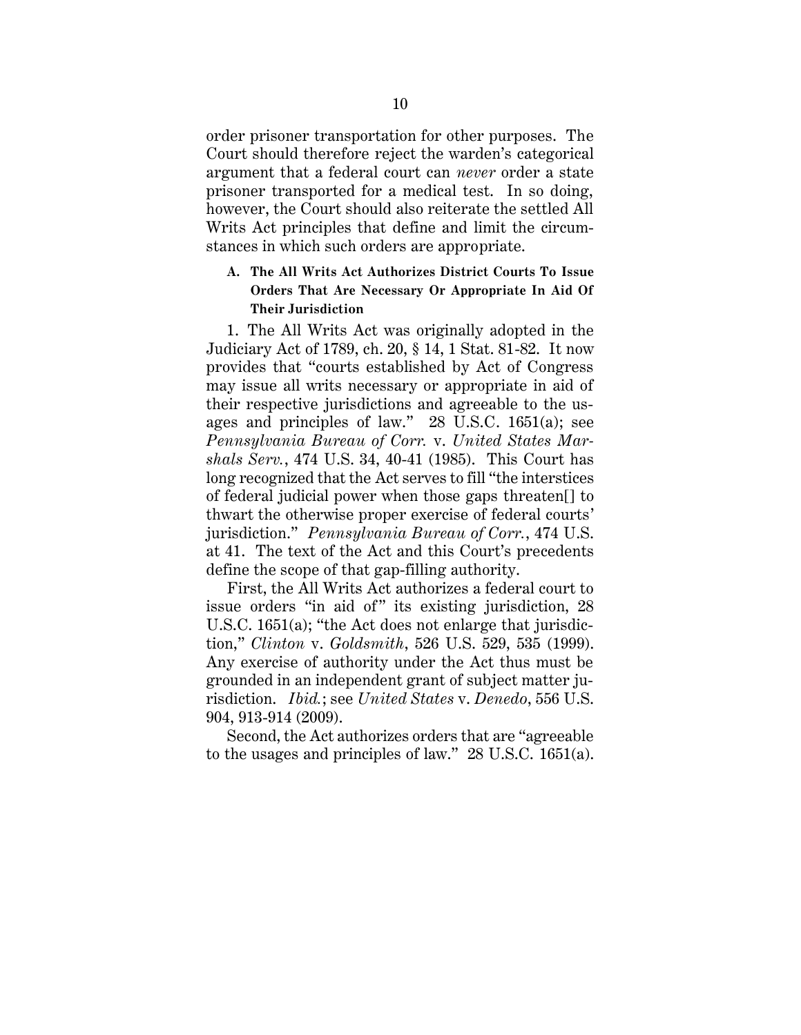order prisoner transportation for other purposes. The Court should therefore reject the warden's categorical argument that a federal court can *never* order a state prisoner transported for a medical test. In so doing, however, the Court should also reiterate the settled All Writs Act principles that define and limit the circumstances in which such orders are appropriate.

### A. The All Writs Act Authorizes District Courts To Issue Orders That Are Necessary Or Appropriate In Aid Of Their Jurisdiction

1. The All Writs Act was originally adopted in the Judiciary Act of 1789, ch. 20, § 14, 1 Stat. 81-82. It now provides that "courts established by Act of Congress may issue all writs necessary or appropriate in aid of their respective jurisdictions and agreeable to the usages and principles of law." 28 U.S.C. 1651(a); see *Pennsylvania Bureau of Corr.* v. *United States Marshals Serv.*, 474 U.S. 34, 40-41 (1985). This Court has long recognized that the Act serves to fill "the interstices of federal judicial power when those gaps threaten[] to thwart the otherwise proper exercise of federal courts' jurisdiction." *Pennsylvania Bureau of Corr.*, 474 U.S. at 41. The text of the Act and this Court's precedents define the scope of that gap-filling authority.

First, the All Writs Act authorizes a federal court to issue orders "in aid of" its existing jurisdiction, 28 U.S.C. 1651(a); "the Act does not enlarge that jurisdiction," *Clinton* v. *Goldsmith*, 526 U.S. 529, 535 (1999). Any exercise of authority under the Act thus must be grounded in an independent grant of subject matter jurisdiction. *Ibid.*; see *United States* v. *Denedo*, 556 U.S. 904, 913-914 (2009).

Second, the Act authorizes orders that are "agreeable to the usages and principles of law." 28 U.S.C. 1651(a).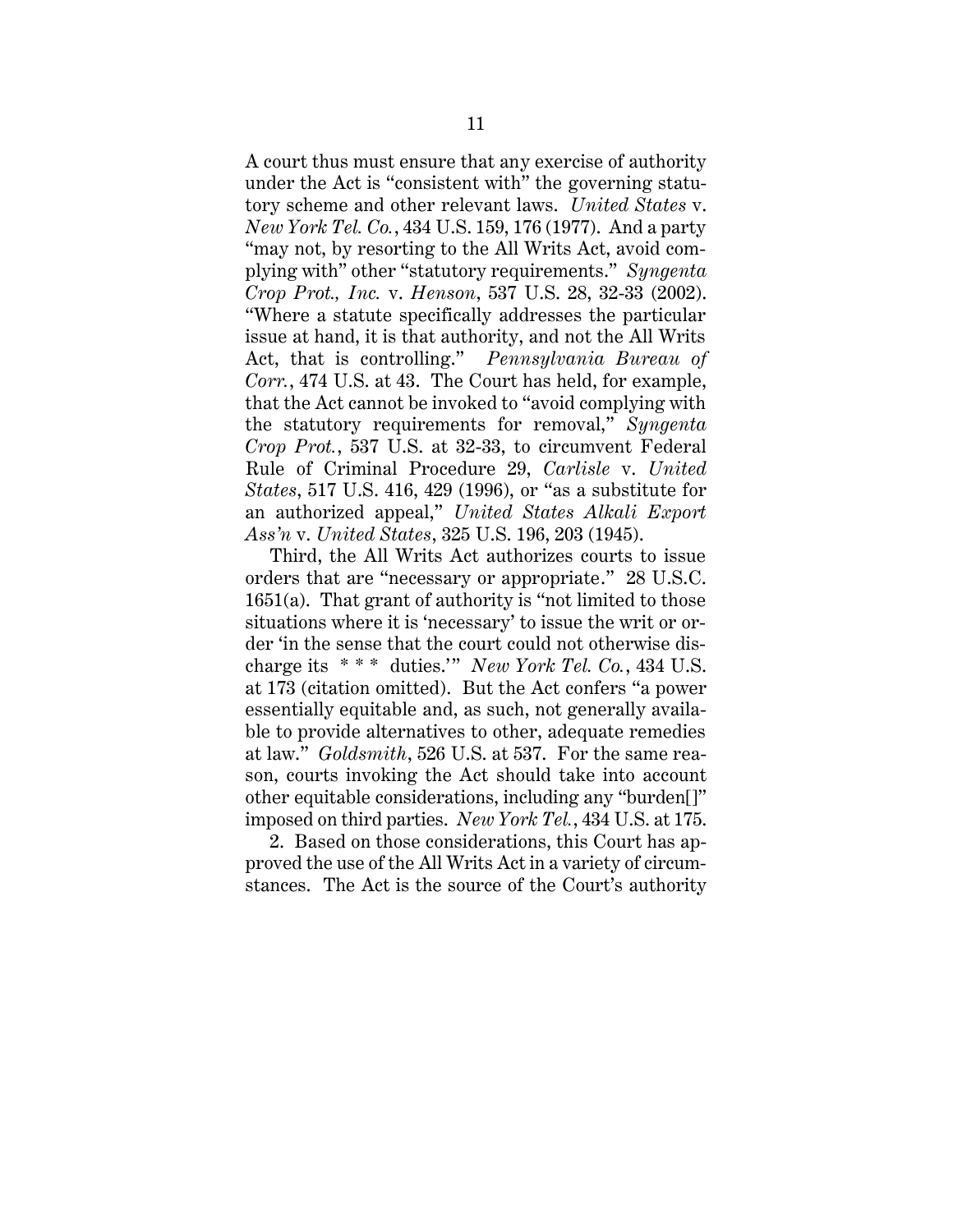A court thus must ensure that any exercise of authority under the Act is "consistent with" the governing statutory scheme and other relevant laws. *United States* v. *New York Tel. Co.*, 434 U.S. 159, 176 (1977). And a party "may not, by resorting to the All Writs Act, avoid complying with" other "statutory requirements." *Syngenta Crop Prot., Inc.* v. *Henson*, 537 U.S. 28, 32-33 (2002). "Where a statute specifically addresses the particular issue at hand, it is that authority, and not the All Writs Act, that is controlling." *Pennsylvania Bureau of Corr.*, 474 U.S. at 43. The Court has held, for example, that the Act cannot be invoked to "avoid complying with the statutory requirements for removal," *Syngenta Crop Prot.*, 537 U.S. at 32-33, to circumvent Federal Rule of Criminal Procedure 29, *Carlisle* v. *United States*, 517 U.S. 416, 429 (1996), or "as a substitute for an authorized appeal," *United States Alkali Export Ass'n* v. *United States*, 325 U.S. 196, 203 (1945).

Third, the All Writs Act authorizes courts to issue orders that are "necessary or appropriate." 28 U.S.C. 1651(a). That grant of authority is "not limited to those situations where it is 'necessary' to issue the writ or order 'in the sense that the court could not otherwise discharge its * * * duties.'" *New York Tel. Co.*, 434 U.S. at 173 (citation omitted). But the Act confers "a power essentially equitable and, as such, not generally available to provide alternatives to other, adequate remedies at law." *Goldsmith*, 526 U.S. at 537. For the same reason, courts invoking the Act should take into account other equitable considerations, including any "burden[]" imposed on third parties. *New York Tel.*, 434 U.S. at 175.

2. Based on those considerations, this Court has approved the use of the All Writs Act in a variety of circumstances. The Act is the source of the Court's authority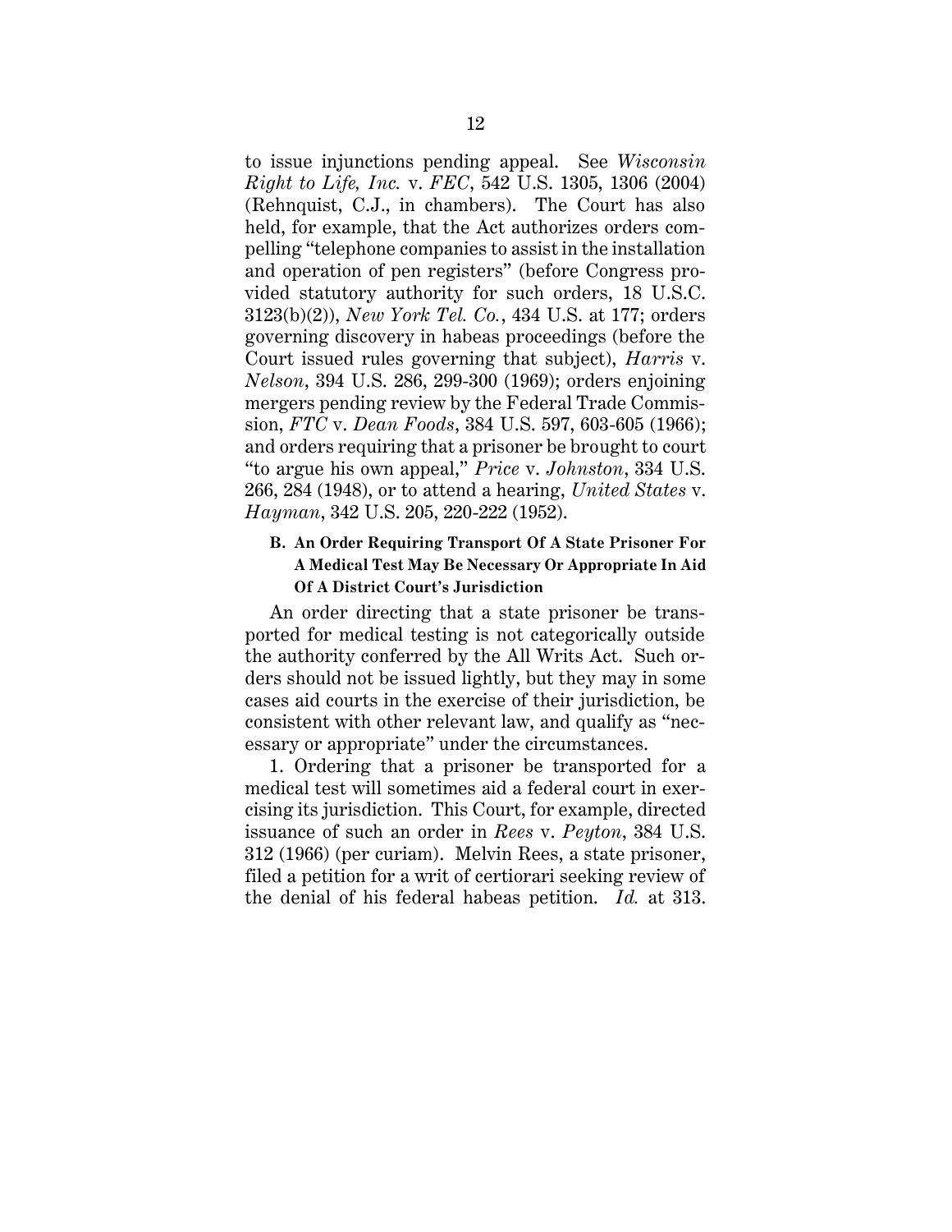to issue injunctions pending appeal. See *Wisconsin Right to Life, Inc.* v. *FEC*, 542 U.S. 1305, 1306 (2004) (Rehnquist, C.J., in chambers). The Court has also held, for example, that the Act authorizes orders compelling "telephone companies to assist in the installation and operation of pen registers" (before Congress provided statutory authority for such orders, 18 U.S.C. 3123(b)(2)), *New York Tel. Co.*, 434 U.S. at 177; orders governing discovery in habeas proceedings (before the Court issued rules governing that subject), *Harris* v. *Nelson*, 394 U.S. 286, 299-300 (1969); orders enjoining mergers pending review by the Federal Trade Commission, *FTC* v. *Dean Foods*, 384 U.S. 597, 603-605 (1966); and orders requiring that a prisoner be brought to court "to argue his own appeal," *Price* v. *Johnston*, 334 U.S. 266, 284 (1948), or to attend a hearing, *United States* v. *Hayman*, 342 U.S. 205, 220-222 (1952).

### B. An Order Requiring Transport Of A State Prisoner For A Medical Test May Be Necessary Or Appropriate In Aid Of A District Court's Jurisdiction

An order directing that a state prisoner be transported for medical testing is not categorically outside the authority conferred by the All Writs Act. Such orders should not be issued lightly, but they may in some cases aid courts in the exercise of their jurisdiction, be consistent with other relevant law, and qualify as "necessary or appropriate" under the circumstances.

1. Ordering that a prisoner be transported for a medical test will sometimes aid a federal court in exercising its jurisdiction. This Court, for example, directed issuance of such an order in *Rees* v. *Peyton*, 384 U.S. 312 (1966) (per curiam). Melvin Rees, a state prisoner, filed a petition for a writ of certiorari seeking review of the denial of his federal habeas petition. *Id.* at 313.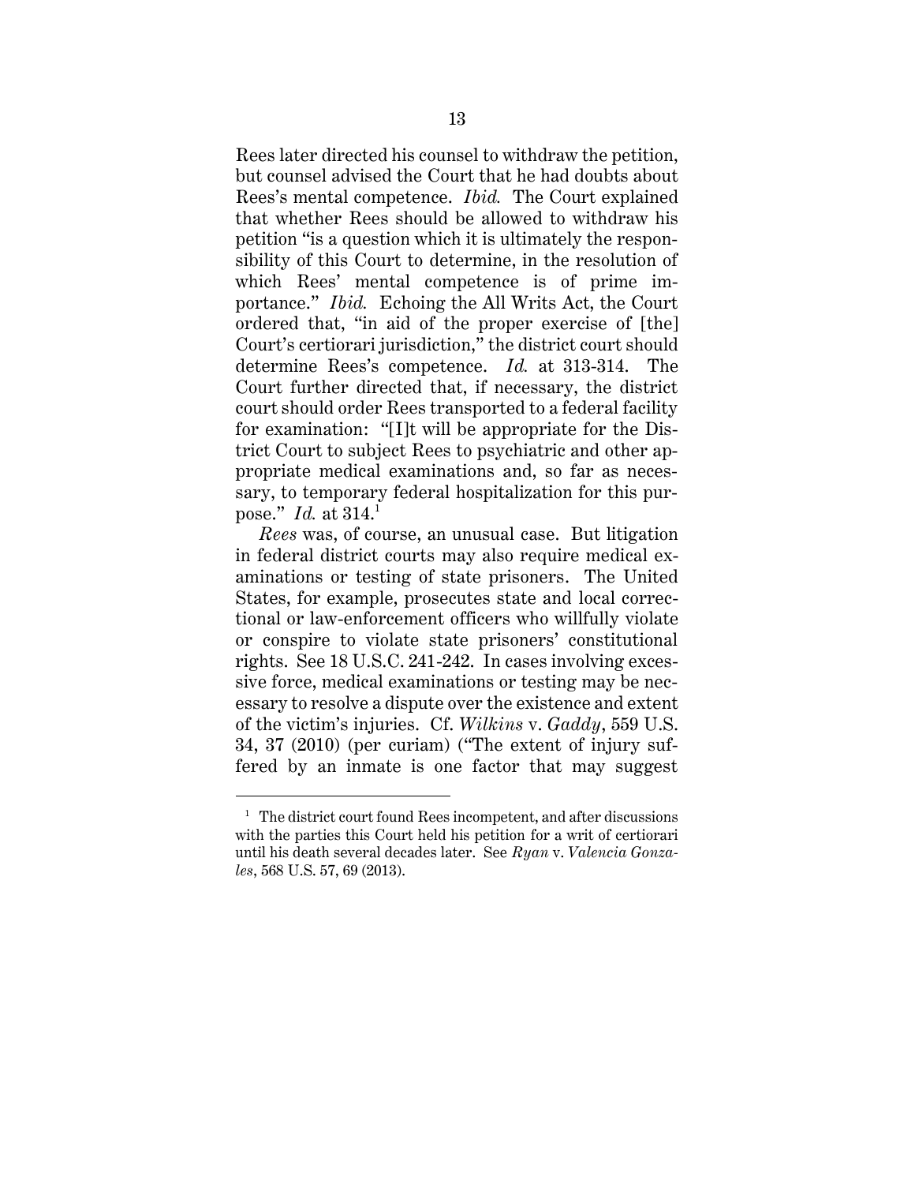Rees later directed his counsel to withdraw the petition, but counsel advised the Court that he had doubts about Rees's mental competence. *Ibid.* The Court explained that whether Rees should be allowed to withdraw his petition "is a question which it is ultimately the responsibility of this Court to determine, in the resolution of which Rees' mental competence is of prime importance." *Ibid.* Echoing the All Writs Act, the Court ordered that, "in aid of the proper exercise of [the] Court's certiorari jurisdiction," the district court should determine Rees's competence. *Id.* at 313-314. The Court further directed that, if necessary, the district court should order Rees transported to a federal facility for examination: "[I]t will be appropriate for the District Court to subject Rees to psychiatric and other appropriate medical examinations and, so far as necessary, to temporary federal hospitalization for this purpose." *Id.* at 314.[1]

*Rees* was, of course, an unusual case. But litigation in federal district courts may also require medical examinations or testing of state prisoners. The United States, for example, prosecutes state and local correctional or law-enforcement officers who willfully violate or conspire to violate state prisoners' constitutional rights. See 18 U.S.C. 241-242. In cases involving excessive force, medical examinations or testing may be necessary to resolve a dispute over the existence and extent of the victim's injuries. Cf. *Wilkins* v. *Gaddy*, 559 U.S. 34, 37 (2010) (per curiam) ("The extent of injury suffered by an inmate is one factor that may suggest

---

[1] The district court found Rees incompetent, and after discussions with the parties this Court held his petition for a writ of certiorari until his death several decades later. See *Ryan* v. *Valencia Gonzales*, 568 U.S. 57, 69 (2013).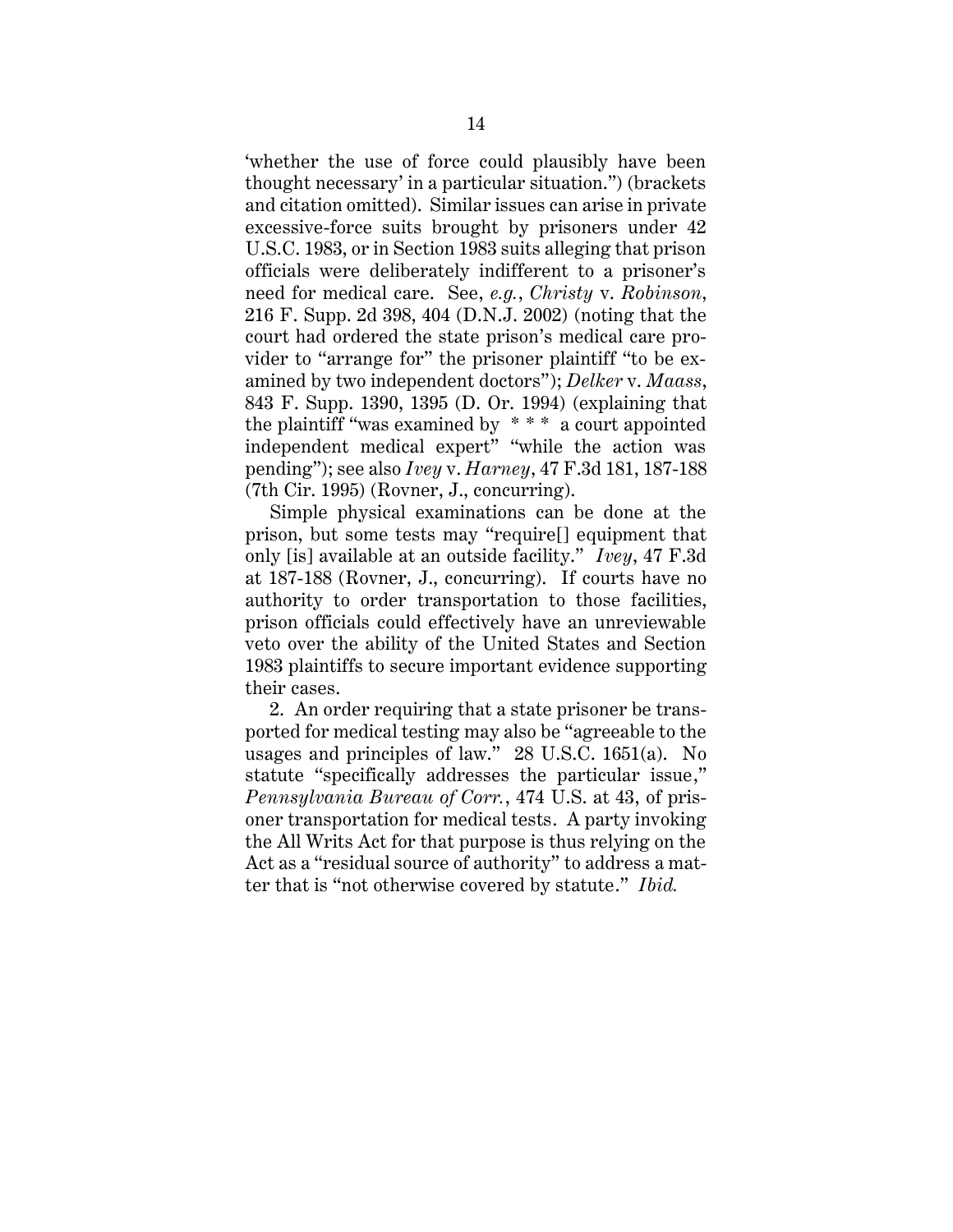'whether the use of force could plausibly have been thought necessary' in a particular situation.") (brackets and citation omitted). Similar issues can arise in private excessive-force suits brought by prisoners under 42 U.S.C. 1983, or in Section 1983 suits alleging that prison officials were deliberately indifferent to a prisoner's need for medical care. See, *e.g.*, *Christy* v. *Robinson*, 216 F. Supp. 2d 398, 404 (D.N.J. 2002) (noting that the court had ordered the state prison's medical care provider to "arrange for" the prisoner plaintiff "to be examined by two independent doctors"); *Delker* v. *Maass*, 843 F. Supp. 1390, 1395 (D. Or. 1994) (explaining that the plaintiff "was examined by * * * a court appointed independent medical expert" "while the action was pending"); see also *Ivey* v. *Harney*, 47 F.3d 181, 187-188 (7th Cir. 1995) (Rovner, J., concurring).

Simple physical examinations can be done at the prison, but some tests may "require[] equipment that only [is] available at an outside facility." *Ivey*, 47 F.3d at 187-188 (Rovner, J., concurring). If courts have no authority to order transportation to those facilities, prison officials could effectively have an unreviewable veto over the ability of the United States and Section 1983 plaintiffs to secure important evidence supporting their cases.

2. An order requiring that a state prisoner be transported for medical testing may also be "agreeable to the usages and principles of law." 28 U.S.C. 1651(a). No statute "specifically addresses the particular issue," *Pennsylvania Bureau of Corr.*, 474 U.S. at 43, of prisoner transportation for medical tests. A party invoking the All Writs Act for that purpose is thus relying on the Act as a "residual source of authority" to address a matter that is "not otherwise covered by statute." *Ibid.*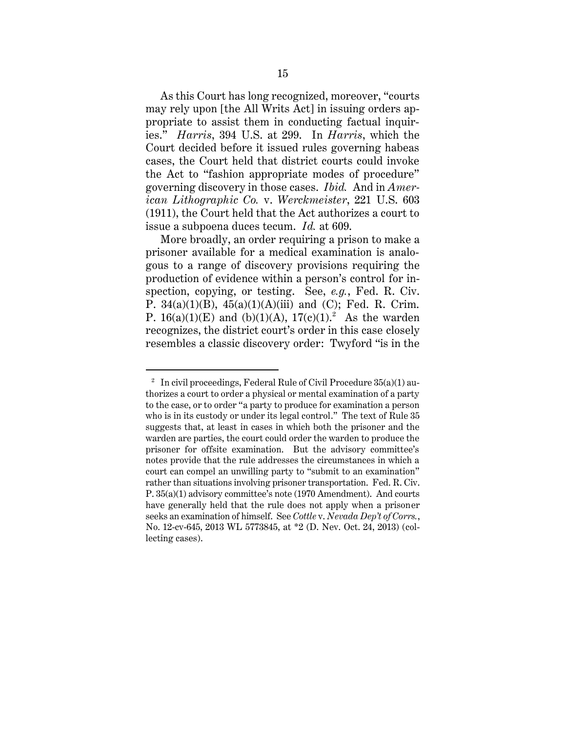As this Court has long recognized, moreover, "courts may rely upon [the All Writs Act] in issuing orders appropriate to assist them in conducting factual inquiries." *Harris*, 394 U.S. at 299. In *Harris*, which the Court decided before it issued rules governing habeas cases, the Court held that district courts could invoke the Act to "fashion appropriate modes of procedure" governing discovery in those cases. *Ibid.* And in *American Lithographic Co.* v. *Werckmeister*, 221 U.S. 603 (1911), the Court held that the Act authorizes a court to issue a subpoena duces tecum. *Id.* at 609.

More broadly, an order requiring a prison to make a prisoner available for a medical examination is analogous to a range of discovery provisions requiring the production of evidence within a person's control for inspection, copying, or testing. See, *e.g.*, Fed. R. Civ. P. 34(a)(1)(B), 45(a)(1)(A)(iii) and (C); Fed. R. Crim. P. 16(a)(1)(E) and (b)(1)(A), 17(c)(1).[2] As the warden recognizes, the district court's order in this case closely resembles a classic discovery order: Twyford "is in the

---

[2] In civil proceedings, Federal Rule of Civil Procedure 35(a)(1) authorizes a court to order a physical or mental examination of a party to the case, or to order "a party to produce for examination a person who is in its custody or under its legal control." The text of Rule 35 suggests that, at least in cases in which both the prisoner and the warden are parties, the court could order the warden to produce the prisoner for offsite examination. But the advisory committee's notes provide that the rule addresses the circumstances in which a court can compel an unwilling party to "submit to an examination" rather than situations involving prisoner transportation. Fed. R. Civ. P. 35(a)(1) advisory committee's note (1970 Amendment). And courts have generally held that the rule does not apply when a prisoner seeks an examination of himself. See *Cottle* v. *Nevada Dep't of Corrs.*, No. 12-cv-645, 2013 WL 5773845, at *2 (D. Nev. Oct. 24, 2013) (collecting cases).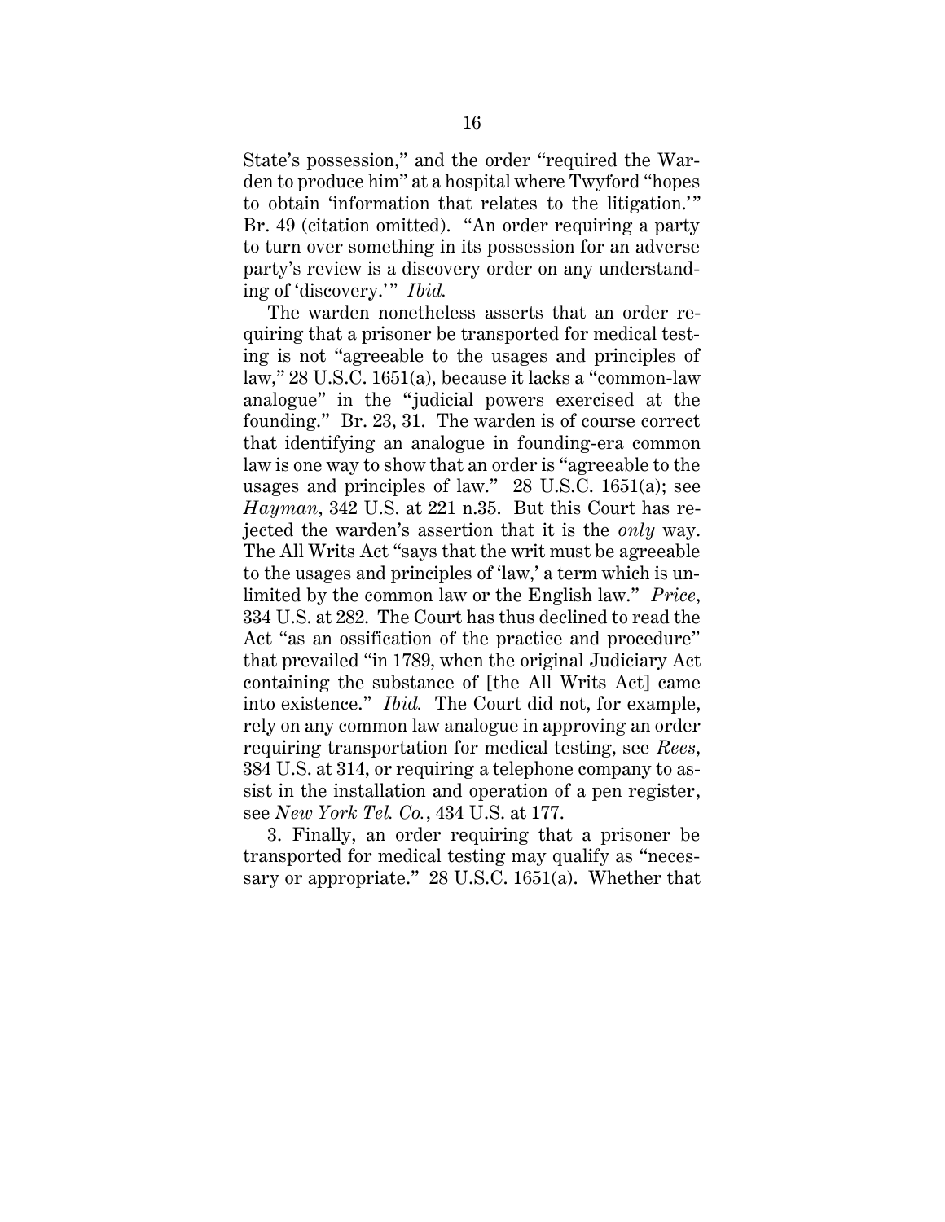State's possession," and the order "required the Warden to produce him" at a hospital where Twyford "hopes to obtain 'information that relates to the litigation.'" Br. 49 (citation omitted). "An order requiring a party to turn over something in its possession for an adverse party's review is a discovery order on any understanding of 'discovery.'" *Ibid.*

The warden nonetheless asserts that an order requiring that a prisoner be transported for medical testing is not "agreeable to the usages and principles of law," 28 U.S.C. 1651(a), because it lacks a "common-law analogue" in the "judicial powers exercised at the founding." Br. 23, 31. The warden is of course correct that identifying an analogue in founding-era common law is one way to show that an order is "agreeable to the usages and principles of law." 28 U.S.C. 1651(a); see *Hayman*, 342 U.S. at 221 n.35. But this Court has rejected the warden's assertion that it is the *only* way. The All Writs Act "says that the writ must be agreeable to the usages and principles of 'law,' a term which is unlimited by the common law or the English law." *Price*, 334 U.S. at 282. The Court has thus declined to read the Act "as an ossification of the practice and procedure" that prevailed "in 1789, when the original Judiciary Act containing the substance of [the All Writs Act] came into existence." *Ibid.* The Court did not, for example, rely on any common law analogue in approving an order requiring transportation for medical testing, see *Rees*, 384 U.S. at 314, or requiring a telephone company to assist in the installation and operation of a pen register, see *New York Tel. Co.*, 434 U.S. at 177.

3. Finally, an order requiring that a prisoner be transported for medical testing may qualify as "necessary or appropriate." 28 U.S.C. 1651(a). Whether that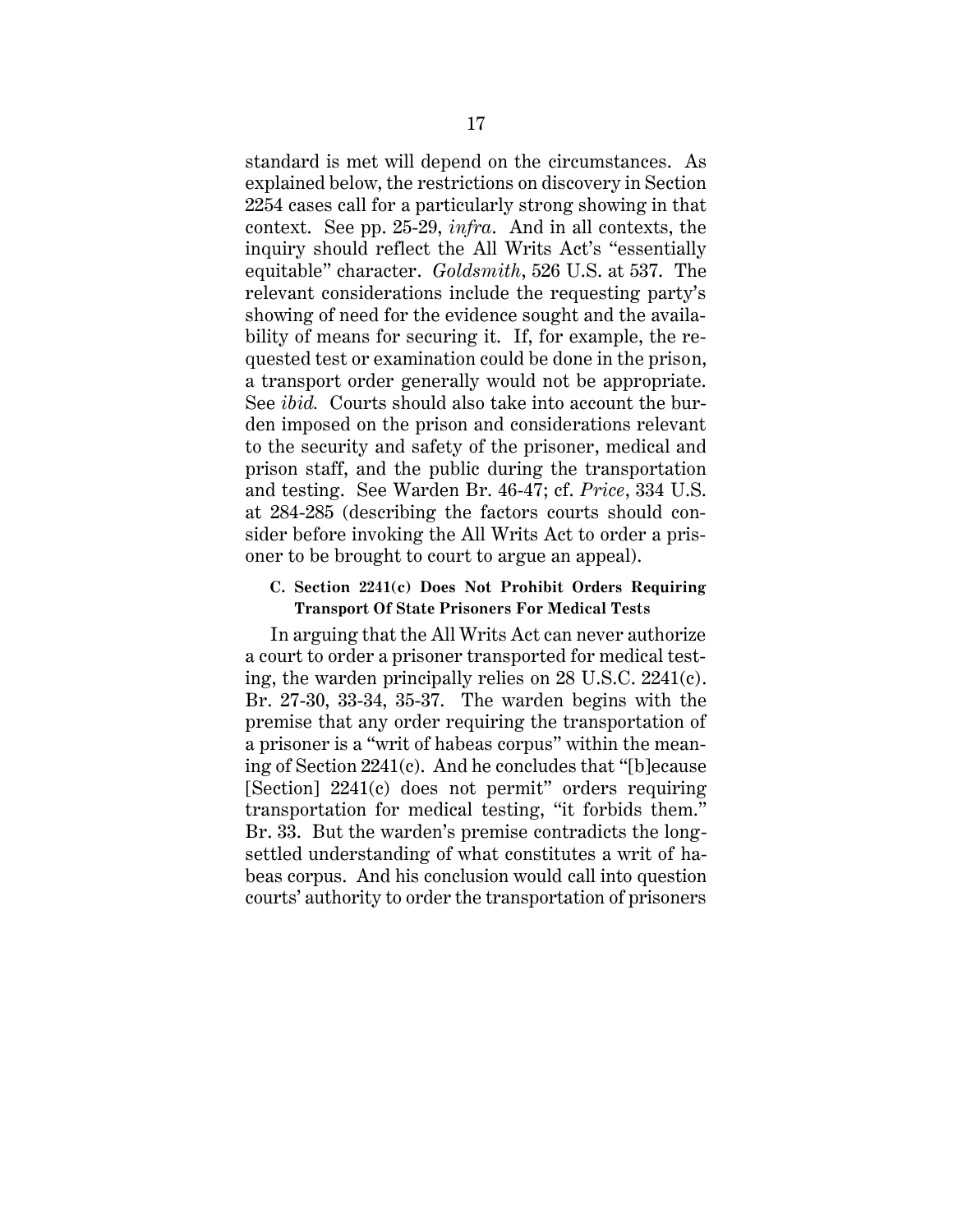standard is met will depend on the circumstances. As explained below, the restrictions on discovery in Section 2254 cases call for a particularly strong showing in that context. See pp. 25-29, *infra*. And in all contexts, the inquiry should reflect the All Writs Act's "essentially equitable" character. *Goldsmith*, 526 U.S. at 537. The relevant considerations include the requesting party's showing of need for the evidence sought and the availability of means for securing it. If, for example, the requested test or examination could be done in the prison, a transport order generally would not be appropriate. See *ibid.* Courts should also take into account the burden imposed on the prison and considerations relevant to the security and safety of the prisoner, medical and prison staff, and the public during the transportation and testing. See Warden Br. 46-47; cf. *Price*, 334 U.S. at 284-285 (describing the factors courts should consider before invoking the All Writs Act to order a prisoner to be brought to court to argue an appeal).

### C. Section 2241(c) Does Not Prohibit Orders Requiring Transport Of State Prisoners For Medical Tests

In arguing that the All Writs Act can never authorize a court to order a prisoner transported for medical testing, the warden principally relies on 28 U.S.C. 2241(c). Br. 27-30, 33-34, 35-37. The warden begins with the premise that any order requiring the transportation of a prisoner is a "writ of habeas corpus" within the meaning of Section 2241(c). And he concludes that "[b]ecause [Section] 2241(c) does not permit" orders requiring transportation for medical testing, "it forbids them." Br. 33. But the warden's premise contradicts the long-settled understanding of what constitutes a writ of habeas corpus. And his conclusion would call into question courts' authority to order the transportation of prisoners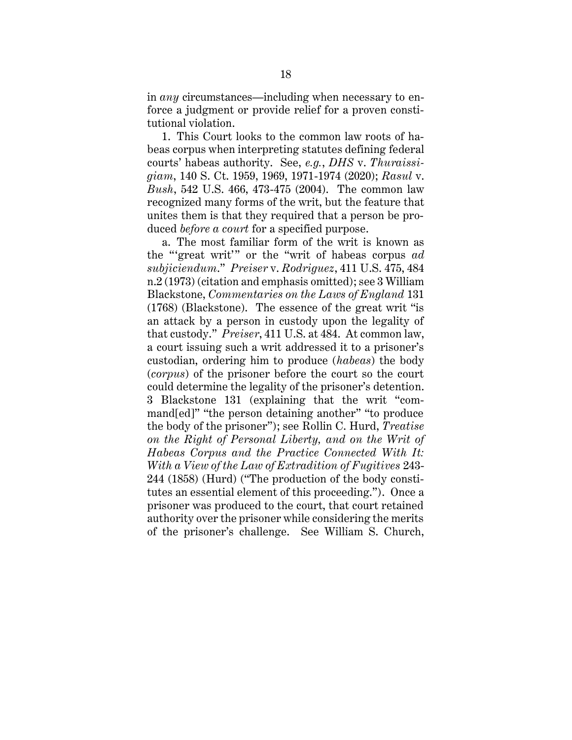in *any* circumstances—including when necessary to enforce a judgment or provide relief for a proven constitutional violation.

1. This Court looks to the common law roots of habeas corpus when interpreting statutes defining federal courts' habeas authority. See, *e.g.*, *DHS* v. *Thuraissigiam*, 140 S. Ct. 1959, 1969, 1971-1974 (2020); *Rasul* v. *Bush*, 542 U.S. 466, 473-475 (2004). The common law recognized many forms of the writ, but the feature that unites them is that they required that a person be produced *before a court* for a specified purpose.

a. The most familiar form of the writ is known as the "'great writ'" or the "writ of habeas corpus *ad subjiciendum*." *Preiser* v. *Rodriguez*, 411 U.S. 475, 484 n.2 (1973) (citation and emphasis omitted); see 3 William Blackstone, *Commentaries on the Laws of England* 131 (1768) (Blackstone). The essence of the great writ "is an attack by a person in custody upon the legality of that custody." *Preiser*, 411 U.S. at 484. At common law, a court issuing such a writ addressed it to a prisoner's custodian, ordering him to produce (*habeas*) the body (*corpus*) of the prisoner before the court so the court could determine the legality of the prisoner's detention. 3 Blackstone 131 (explaining that the writ "command[ed]" "the person detaining another" "to produce the body of the prisoner"); see Rollin C. Hurd, *Treatise on the Right of Personal Liberty, and on the Writ of Habeas Corpus and the Practice Connected With It: With a View of the Law of Extradition of Fugitives* 243-244 (1858) (Hurd) ("The production of the body constitutes an essential element of this proceeding."). Once a prisoner was produced to the court, that court retained authority over the prisoner while considering the merits of the prisoner's challenge. See William S. Church,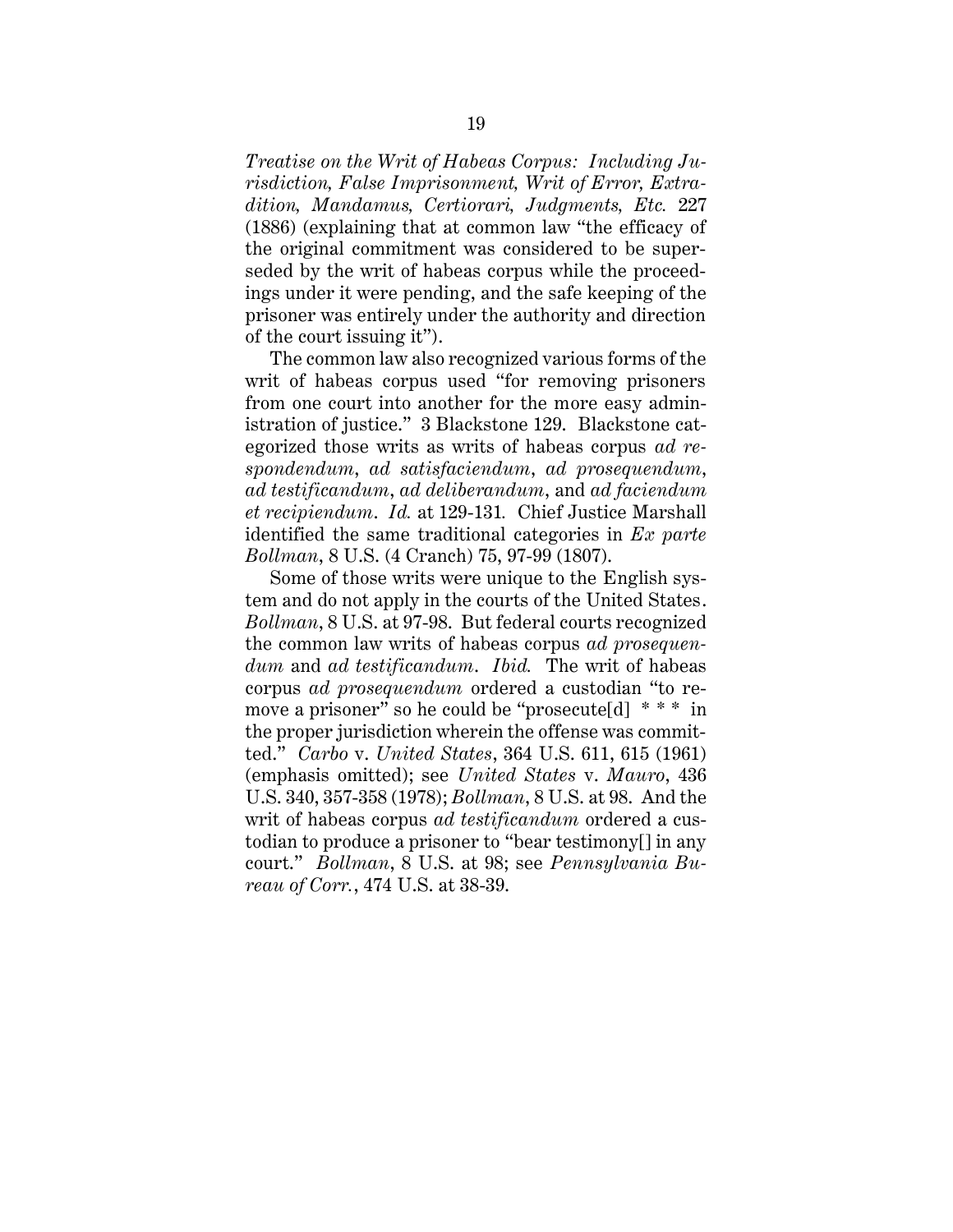*Treatise on the Writ of Habeas Corpus: Including Jurisdiction, False Imprisonment, Writ of Error, Extradition, Mandamus, Certiorari, Judgments, Etc.* 227 (1886) (explaining that at common law "the efficacy of the original commitment was considered to be superseded by the writ of habeas corpus while the proceedings under it were pending, and the safe keeping of the prisoner was entirely under the authority and direction of the court issuing it").

The common law also recognized various forms of the writ of habeas corpus used "for removing prisoners from one court into another for the more easy administration of justice." 3 Blackstone 129. Blackstone categorized those writs as writs of habeas corpus *ad respondendum*, *ad satisfaciendum*, *ad prosequendum*, *ad testificandum*, *ad deliberandum*, and *ad faciendum et recipiendum*. *Id.* at 129-131. Chief Justice Marshall identified the same traditional categories in *Ex parte Bollman*, 8 U.S. (4 Cranch) 75, 97-99 (1807).

Some of those writs were unique to the English system and do not apply in the courts of the United States. *Bollman*, 8 U.S. at 97-98. But federal courts recognized the common law writs of habeas corpus *ad prosequendum* and *ad testificandum*. *Ibid.* The writ of habeas corpus *ad prosequendum* ordered a custodian "to remove a prisoner" so he could be "prosecute[d] * * * in the proper jurisdiction wherein the offense was committed." *Carbo* v. *United States*, 364 U.S. 611, 615 (1961) (emphasis omitted); see *United States* v. *Mauro*, 436 U.S. 340, 357-358 (1978); *Bollman*, 8 U.S. at 98. And the writ of habeas corpus *ad testificandum* ordered a custodian to produce a prisoner to "bear testimony[] in any court." *Bollman*, 8 U.S. at 98; see *Pennsylvania Bureau of Corr.*, 474 U.S. at 38-39.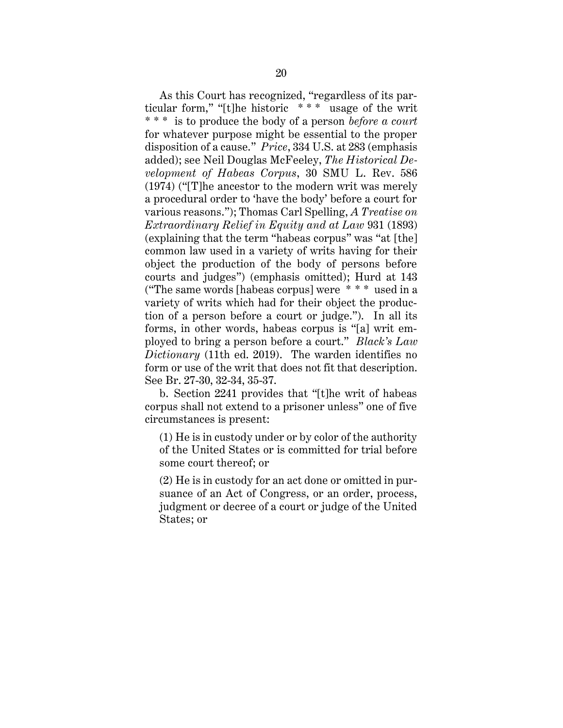As this Court has recognized, "regardless of its particular form," "[t]he historic * * * usage of the writ * * * is to produce the body of a person *before a court* for whatever purpose might be essential to the proper disposition of a cause." *Price*, 334 U.S. at 283 (emphasis added); see Neil Douglas McFeeley, *The Historical Development of Habeas Corpus*, 30 SMU L. Rev. 586 (1974) ("[T]he ancestor to the modern writ was merely a procedural order to 'have the body' before a court for various reasons."); Thomas Carl Spelling, *A Treatise on Extraordinary Relief in Equity and at Law* 931 (1893) (explaining that the term "habeas corpus" was "at [the] common law used in a variety of writs having for their object the production of the body of persons before courts and judges") (emphasis omitted); Hurd at 143 ("The same words [habeas corpus] were * * * used in a variety of writs which had for their object the production of a person before a court or judge."). In all its forms, in other words, habeas corpus is "[a] writ employed to bring a person before a court." *Black's Law Dictionary* (11th ed. 2019). The warden identifies no form or use of the writ that does not fit that description. See Br. 27-30, 32-34, 35-37.

b. Section 2241 provides that "[t]he writ of habeas corpus shall not extend to a prisoner unless" one of five circumstances is present:

> (1) He is in custody under or by color of the authority of the United States or is committed for trial before some court thereof; or
>
> (2) He is in custody for an act done or omitted in pursuance of an Act of Congress, or an order, process, judgment or decree of a court or judge of the United States; or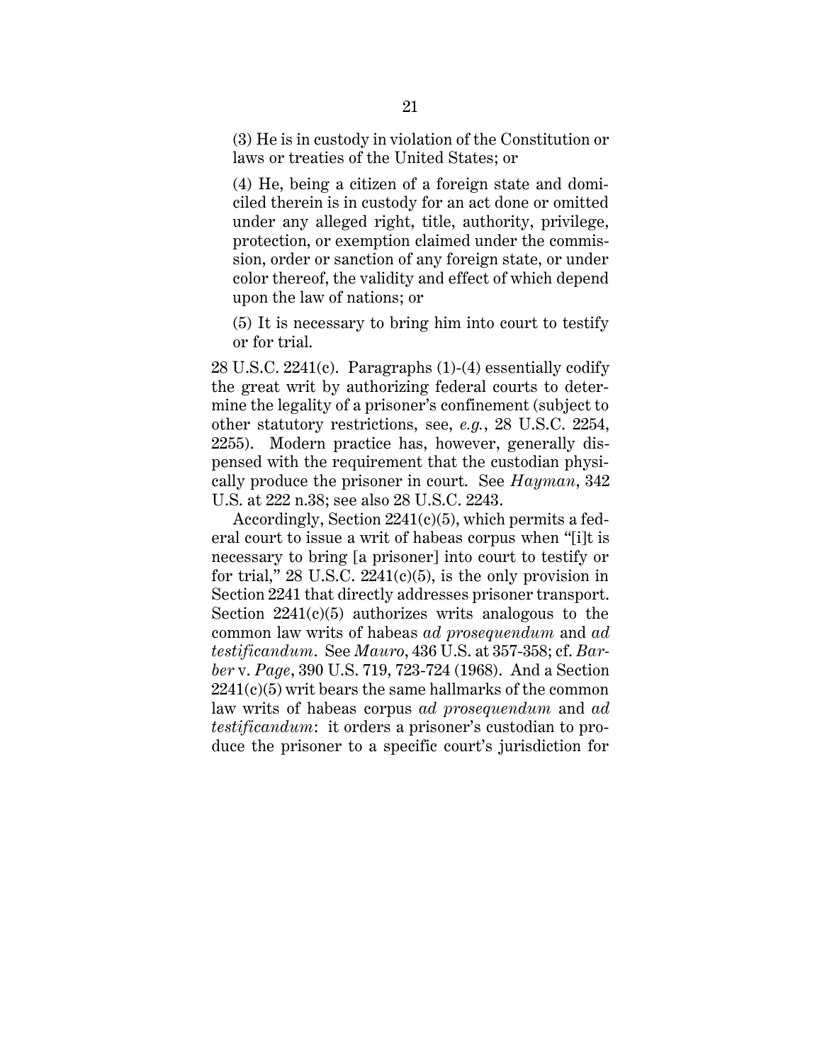> (3) He is in custody in violation of the Constitution or laws or treaties of the United States; or
>
> (4) He, being a citizen of a foreign state and domiciled therein is in custody for an act done or omitted under any alleged right, title, authority, privilege, protection, or exemption claimed under the commission, order or sanction of any foreign state, or under color thereof, the validity and effect of which depend upon the law of nations; or
>
> (5) It is necessary to bring him into court to testify or for trial.

28 U.S.C. 2241(c). Paragraphs (1)-(4) essentially codify the great writ by authorizing federal courts to determine the legality of a prisoner's confinement (subject to other statutory restrictions, see, *e.g.*, 28 U.S.C. 2254, 2255). Modern practice has, however, generally dispensed with the requirement that the custodian physically produce the prisoner in court. See *Hayman*, 342 U.S. at 222 n.38; see also 28 U.S.C. 2243.

Accordingly, Section 2241(c)(5), which permits a federal court to issue a writ of habeas corpus when "[i]t is necessary to bring [a prisoner] into court to testify or for trial," 28 U.S.C. 2241(c)(5), is the only provision in Section 2241 that directly addresses prisoner transport. Section 2241(c)(5) authorizes writs analogous to the common law writs of habeas *ad prosequendum* and *ad testificandum*. See *Mauro*, 436 U.S. at 357-358; cf. *Barber* v. *Page*, 390 U.S. 719, 723-724 (1968). And a Section 2241(c)(5) writ bears the same hallmarks of the common law writs of habeas corpus *ad prosequendum* and *ad testificandum*: it orders a prisoner's custodian to produce the prisoner to a specific court's jurisdiction for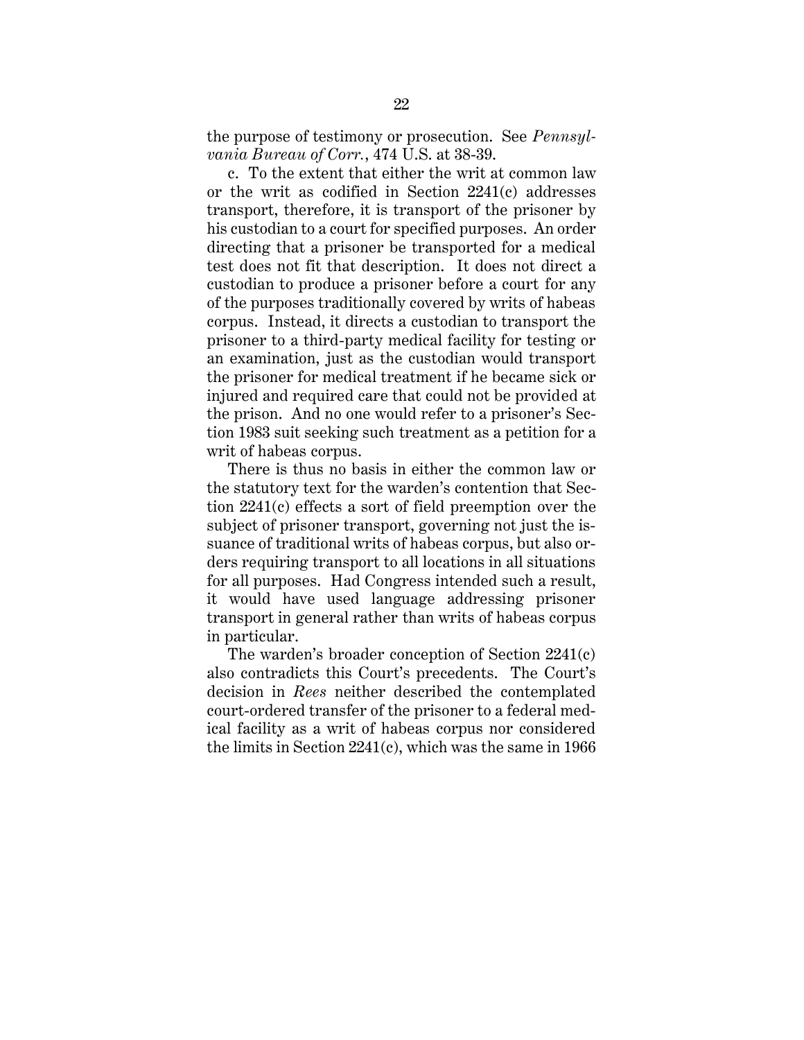the purpose of testimony or prosecution. See *Pennsylvania Bureau of Corr.*, 474 U.S. at 38-39.

c. To the extent that either the writ at common law or the writ as codified in Section 2241(c) addresses transport, therefore, it is transport of the prisoner by his custodian to a court for specified purposes. An order directing that a prisoner be transported for a medical test does not fit that description. It does not direct a custodian to produce a prisoner before a court for any of the purposes traditionally covered by writs of habeas corpus. Instead, it directs a custodian to transport the prisoner to a third-party medical facility for testing or an examination, just as the custodian would transport the prisoner for medical treatment if he became sick or injured and required care that could not be provided at the prison. And no one would refer to a prisoner's Section 1983 suit seeking such treatment as a petition for a writ of habeas corpus.

There is thus no basis in either the common law or the statutory text for the warden's contention that Section 2241(c) effects a sort of field preemption over the subject of prisoner transport, governing not just the issuance of traditional writs of habeas corpus, but also orders requiring transport to all locations in all situations for all purposes. Had Congress intended such a result, it would have used language addressing prisoner transport in general rather than writs of habeas corpus in particular.

The warden's broader conception of Section 2241(c) also contradicts this Court's precedents. The Court's decision in *Rees* neither described the contemplated court-ordered transfer of the prisoner to a federal medical facility as a writ of habeas corpus nor considered the limits in Section 2241(c), which was the same in 1966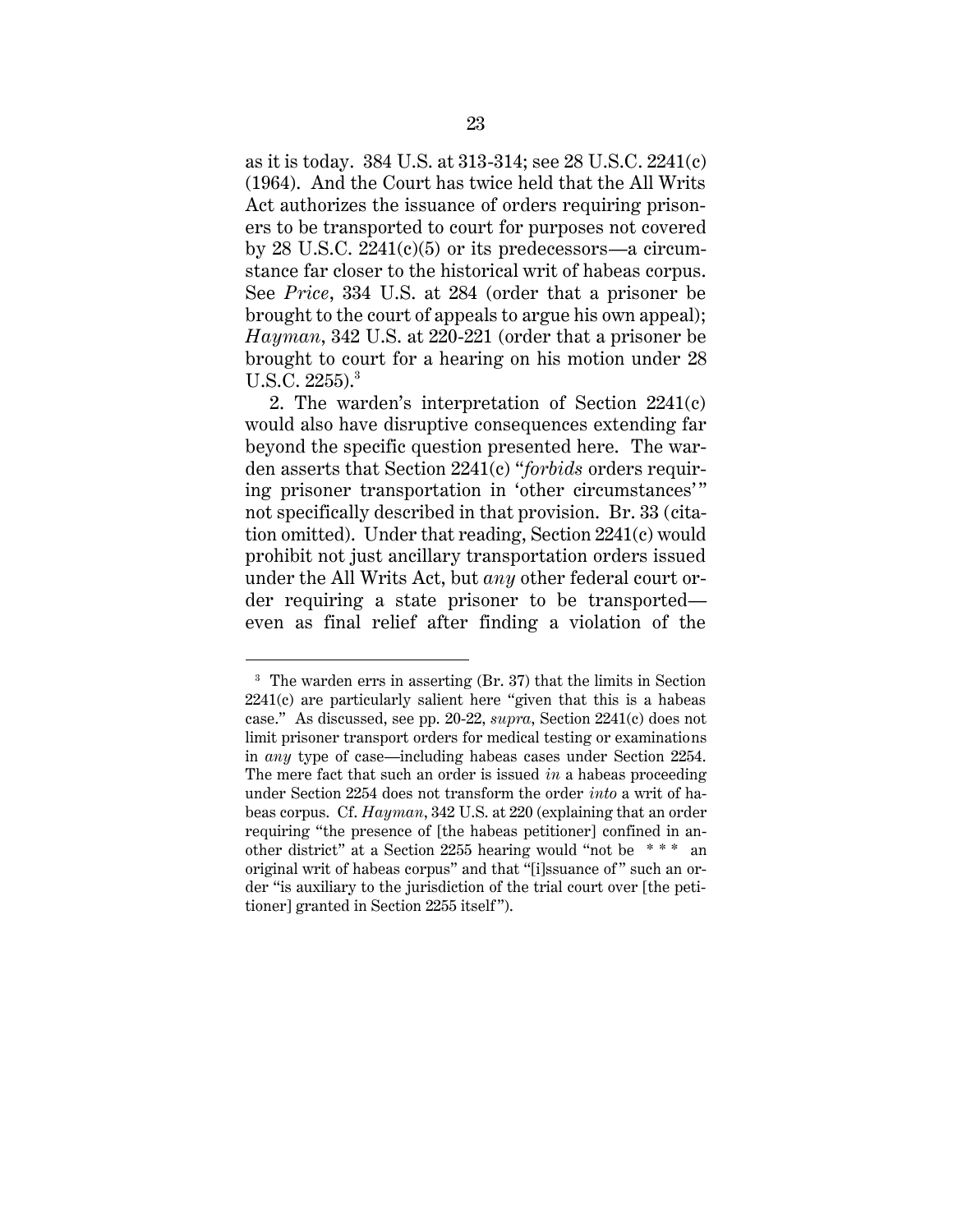as it is today. 384 U.S. at 313-314; see 28 U.S.C. 2241(c) (1964). And the Court has twice held that the All Writs Act authorizes the issuance of orders requiring prisoners to be transported to court for purposes not covered by 28 U.S.C. 2241(c)(5) or its predecessors—a circumstance far closer to the historical writ of habeas corpus. See *Price*, 334 U.S. at 284 (order that a prisoner be brought to the court of appeals to argue his own appeal); *Hayman*, 342 U.S. at 220-221 (order that a prisoner be brought to court for a hearing on his motion under 28 U.S.C. 2255).[3]

2. The warden's interpretation of Section 2241(c) would also have disruptive consequences extending far beyond the specific question presented here. The warden asserts that Section 2241(c) "*forbids* orders requiring prisoner transportation in 'other circumstances'" not specifically described in that provision. Br. 33 (citation omitted). Under that reading, Section 2241(c) would prohibit not just ancillary transportation orders issued under the All Writs Act, but *any* other federal court order requiring a state prisoner to be transported—even as final relief after finding a violation of the

---

[3] The warden errs in asserting (Br. 37) that the limits in Section 2241(c) are particularly salient here "given that this is a habeas case." As discussed, see pp. 20-22, *supra*, Section 2241(c) does not limit prisoner transport orders for medical testing or examinations in *any* type of case—including habeas cases under Section 2254. The mere fact that such an order is issued *in* a habeas proceeding under Section 2254 does not transform the order *into* a writ of habeas corpus. Cf. *Hayman*, 342 U.S. at 220 (explaining that an order requiring "the presence of [the habeas petitioner] confined in another district" at a Section 2255 hearing would "not be * * * an original writ of habeas corpus" and that "[i]ssuance of" such an order "is auxiliary to the jurisdiction of the trial court over [the petitioner] granted in Section 2255 itself").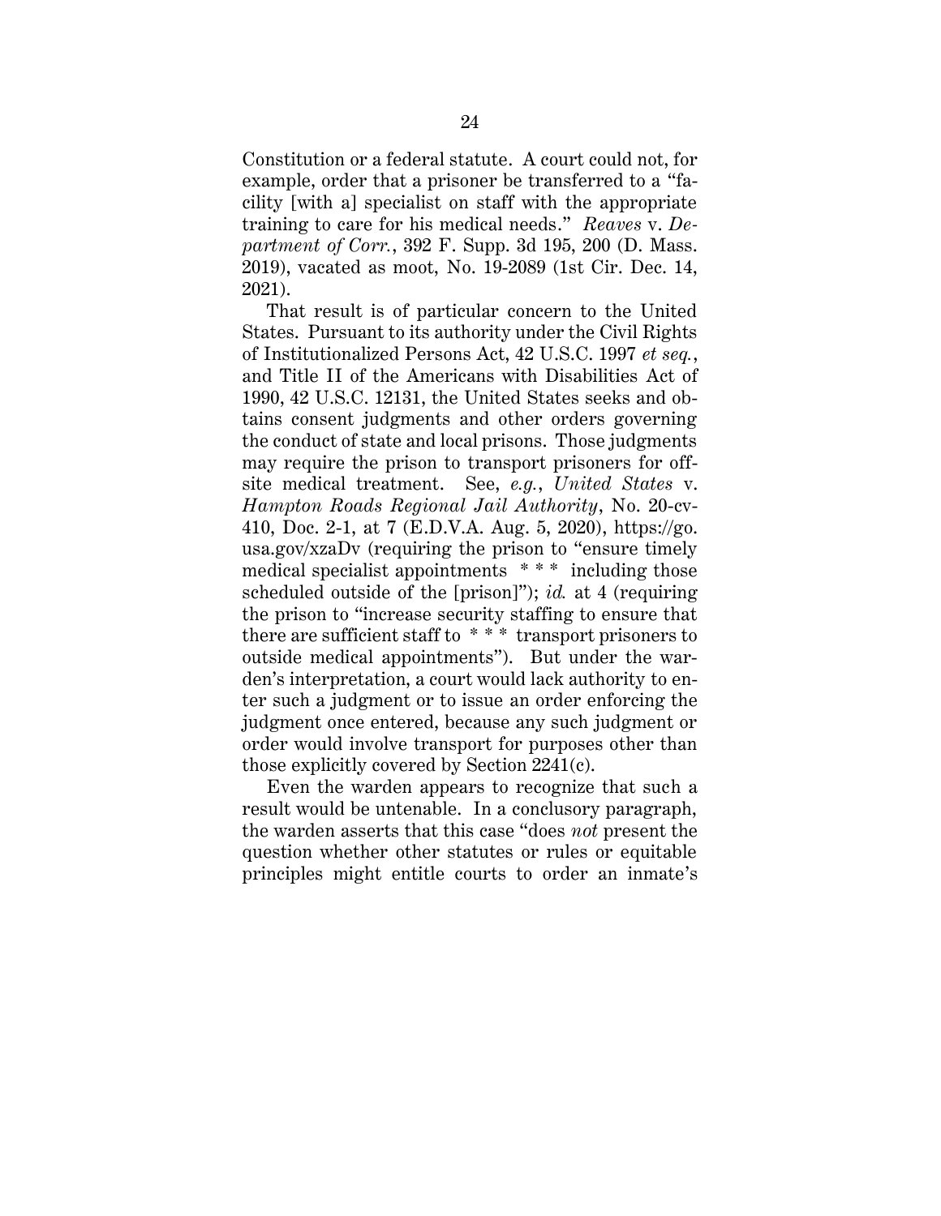Constitution or a federal statute. A court could not, for example, order that a prisoner be transferred to a "facility [with a] specialist on staff with the appropriate training to care for his medical needs." *Reaves* v. *Department of Corr.*, 392 F. Supp. 3d 195, 200 (D. Mass. 2019), vacated as moot, No. 19-2089 (1st Cir. Dec. 14, 2021).

That result is of particular concern to the United States. Pursuant to its authority under the Civil Rights of Institutionalized Persons Act, 42 U.S.C. 1997 *et seq.*, and Title II of the Americans with Disabilities Act of 1990, 42 U.S.C. 12131, the United States seeks and obtains consent judgments and other orders governing the conduct of state and local prisons. Those judgments may require the prison to transport prisoners for off-site medical treatment. See, *e.g.*, *United States* v. *Hampton Roads Regional Jail Authority*, No. 20-cv-410, Doc. 2-1, at 7 (E.D.V.A. Aug. 5, 2020), https://go.usa.gov/xzaDv (requiring the prison to "ensure timely medical specialist appointments * * * including those scheduled outside of the [prison]"); *id.* at 4 (requiring the prison to "increase security staffing to ensure that there are sufficient staff to * * * transport prisoners to outside medical appointments"). But under the warden's interpretation, a court would lack authority to enter such a judgment or to issue an order enforcing the judgment once entered, because any such judgment or order would involve transport for purposes other than those explicitly covered by Section 2241(c).

Even the warden appears to recognize that such a result would be untenable. In a conclusory paragraph, the warden asserts that this case "does *not* present the question whether other statutes or rules or equitable principles might entitle courts to order an inmate's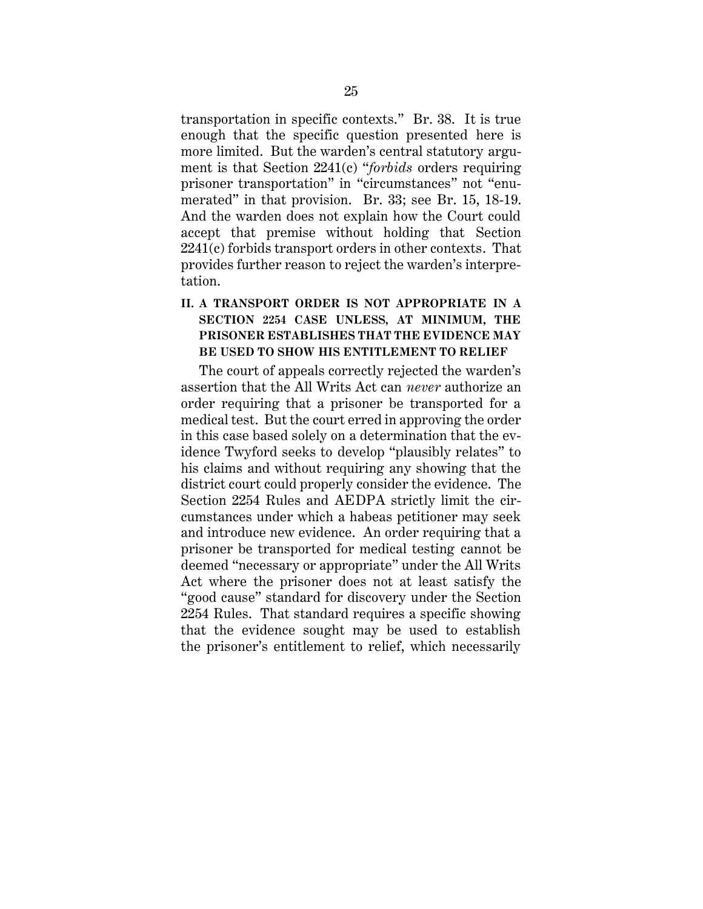transportation in specific contexts." Br. 38. It is true enough that the specific question presented here is more limited. But the warden's central statutory argument is that Section 2241(c) "*forbids* orders requiring prisoner transportation" in "circumstances" not "enumerated" in that provision. Br. 33; see Br. 15, 18-19. And the warden does not explain how the Court could accept that premise without holding that Section 2241(c) forbids transport orders in other contexts. That provides further reason to reject the warden's interpretation.

## II. A TRANSPORT ORDER IS NOT APPROPRIATE IN A SECTION 2254 CASE UNLESS, AT MINIMUM, THE PRISONER ESTABLISHES THAT THE EVIDENCE MAY BE USED TO SHOW HIS ENTITLEMENT TO RELIEF

The court of appeals correctly rejected the warden's assertion that the All Writs Act can *never* authorize an order requiring that a prisoner be transported for a medical test. But the court erred in approving the order in this case based solely on a determination that the evidence Twyford seeks to develop "plausibly relates" to his claims and without requiring any showing that the district court could properly consider the evidence. The Section 2254 Rules and AEDPA strictly limit the circumstances under which a habeas petitioner may seek and introduce new evidence. An order requiring that a prisoner be transported for medical testing cannot be deemed "necessary or appropriate" under the All Writs Act where the prisoner does not at least satisfy the "good cause" standard for discovery under the Section 2254 Rules. That standard requires a specific showing that the evidence sought may be used to establish the prisoner's entitlement to relief, which necessarily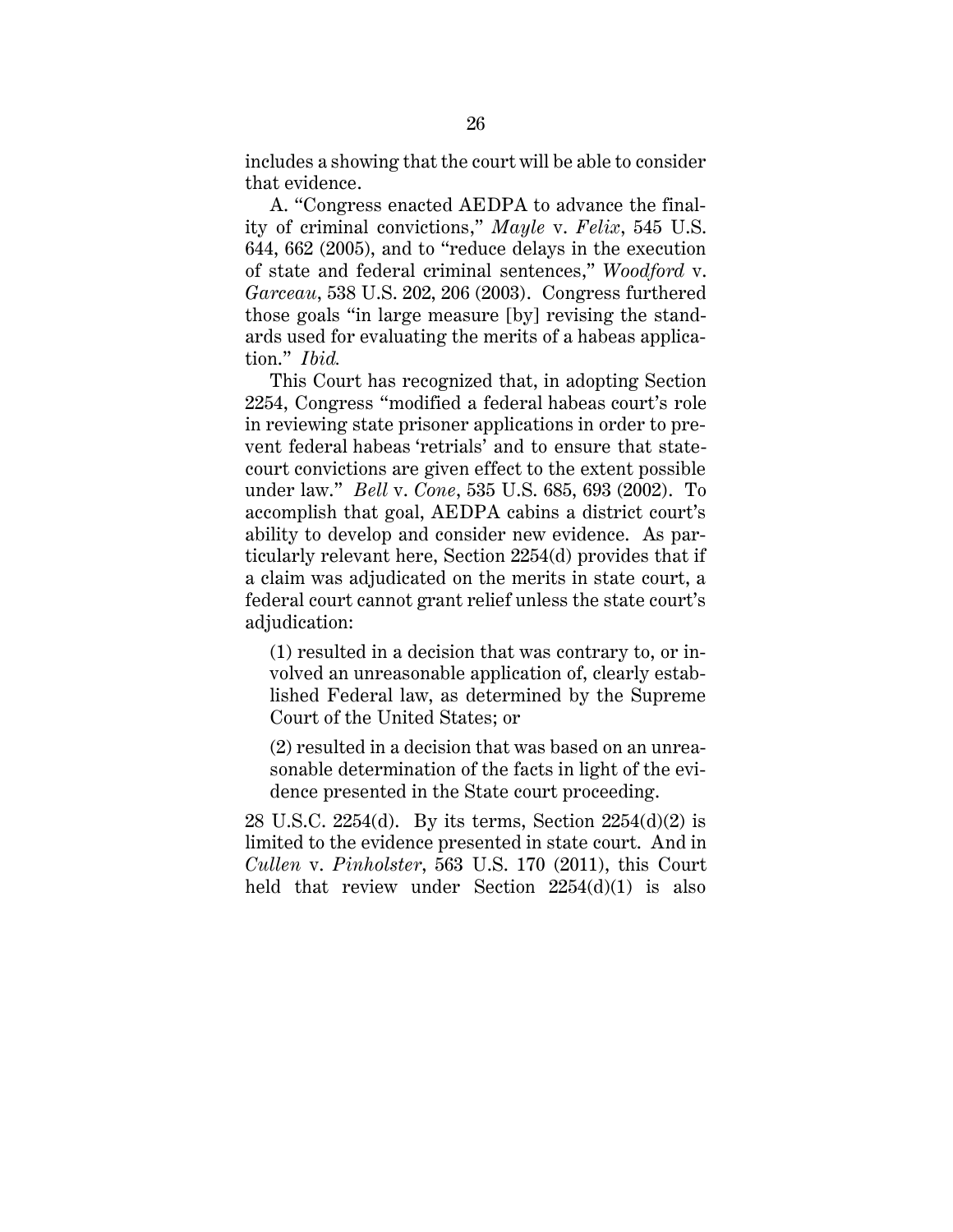includes a showing that the court will be able to consider that evidence.

A. "Congress enacted AEDPA to advance the finality of criminal convictions," *Mayle* v. *Felix*, 545 U.S. 644, 662 (2005), and to "reduce delays in the execution of state and federal criminal sentences," *Woodford* v. *Garceau*, 538 U.S. 202, 206 (2003). Congress furthered those goals "in large measure [by] revising the standards used for evaluating the merits of a habeas application." *Ibid.*

This Court has recognized that, in adopting Section 2254, Congress "modified a federal habeas court's role in reviewing state prisoner applications in order to prevent federal habeas 'retrials' and to ensure that state-court convictions are given effect to the extent possible under law." *Bell* v. *Cone*, 535 U.S. 685, 693 (2002). To accomplish that goal, AEDPA cabins a district court's ability to develop and consider new evidence. As particularly relevant here, Section 2254(d) provides that if a claim was adjudicated on the merits in state court, a federal court cannot grant relief unless the state court's adjudication:

> (1) resulted in a decision that was contrary to, or involved an unreasonable application of, clearly established Federal law, as determined by the Supreme Court of the United States; or
>
> (2) resulted in a decision that was based on an unreasonable determination of the facts in light of the evidence presented in the State court proceeding.

28 U.S.C. 2254(d). By its terms, Section 2254(d)(2) is limited to the evidence presented in state court. And in *Cullen* v. *Pinholster*, 563 U.S. 170 (2011), this Court held that review under Section 2254(d)(1) is also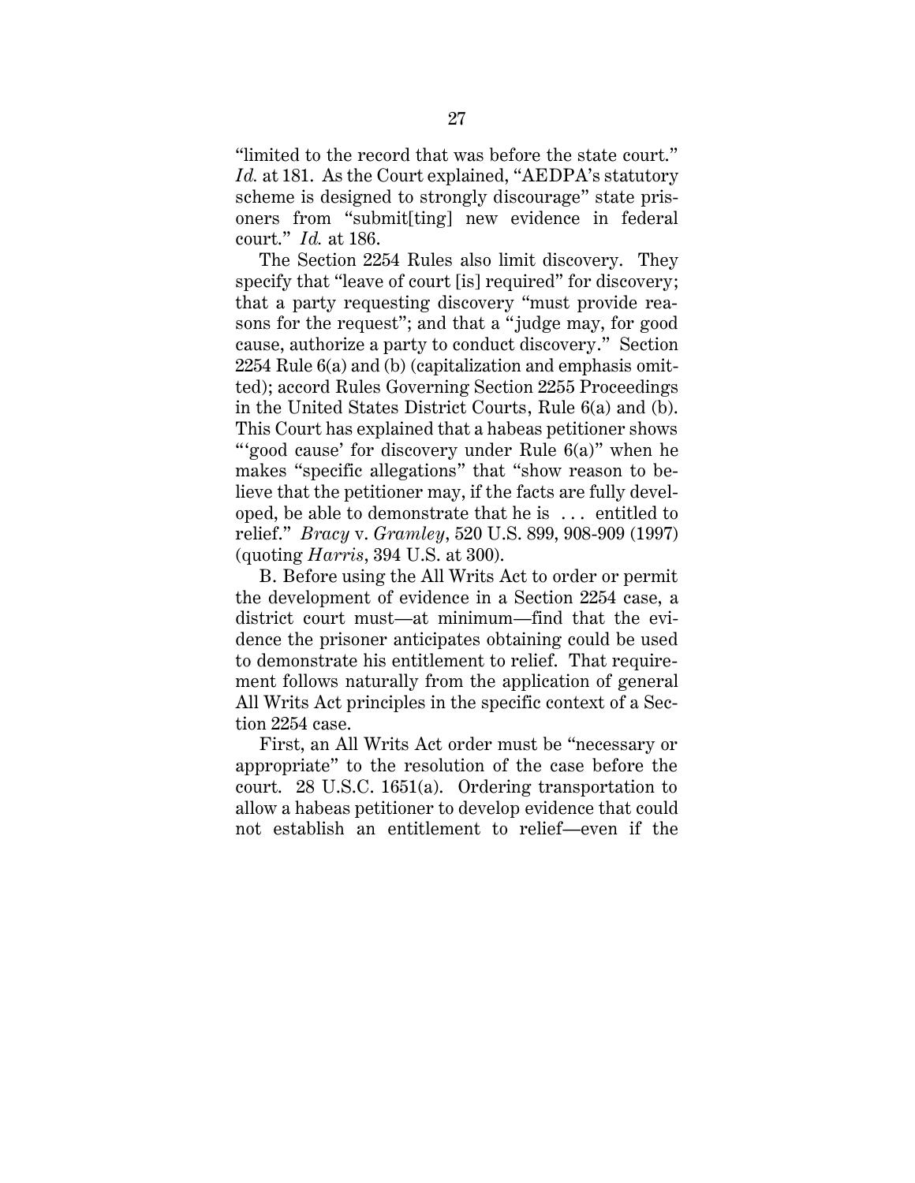"limited to the record that was before the state court." *Id.* at 181. As the Court explained, "AEDPA's statutory scheme is designed to strongly discourage" state prisoners from "submit[ting] new evidence in federal court." *Id.* at 186.

The Section 2254 Rules also limit discovery. They specify that "leave of court [is] required" for discovery; that a party requesting discovery "must provide reasons for the request"; and that a "judge may, for good cause, authorize a party to conduct discovery." Section 2254 Rule 6(a) and (b) (capitalization and emphasis omitted); accord Rules Governing Section 2255 Proceedings in the United States District Courts, Rule 6(a) and (b). This Court has explained that a habeas petitioner shows "'good cause' for discovery under Rule 6(a)" when he makes "specific allegations" that "show reason to believe that the petitioner may, if the facts are fully developed, be able to demonstrate that he is . . . entitled to relief." *Bracy* v. *Gramley*, 520 U.S. 899, 908-909 (1997) (quoting *Harris*, 394 U.S. at 300).

B. Before using the All Writs Act to order or permit the development of evidence in a Section 2254 case, a district court must—at minimum—find that the evidence the prisoner anticipates obtaining could be used to demonstrate his entitlement to relief. That requirement follows naturally from the application of general All Writs Act principles in the specific context of a Section 2254 case.

First, an All Writs Act order must be "necessary or appropriate" to the resolution of the case before the court. 28 U.S.C. 1651(a). Ordering transportation to allow a habeas petitioner to develop evidence that could not establish an entitlement to relief—even if the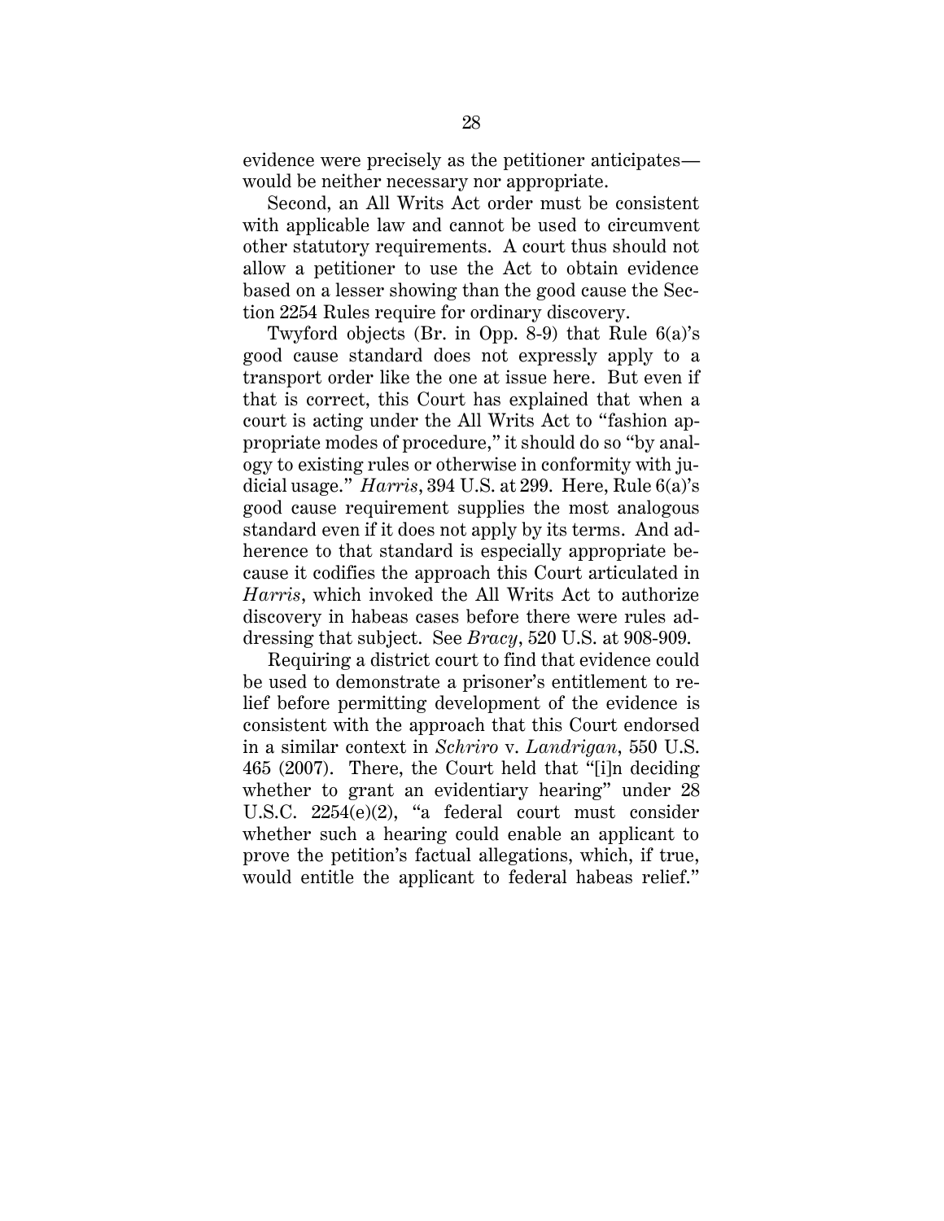evidence were precisely as the petitioner anticipates—would be neither necessary nor appropriate.

Second, an All Writs Act order must be consistent with applicable law and cannot be used to circumvent other statutory requirements. A court thus should not allow a petitioner to use the Act to obtain evidence based on a lesser showing than the good cause the Section 2254 Rules require for ordinary discovery.

Twyford objects (Br. in Opp. 8-9) that Rule 6(a)'s good cause standard does not expressly apply to a transport order like the one at issue here. But even if that is correct, this Court has explained that when a court is acting under the All Writs Act to "fashion appropriate modes of procedure," it should do so "by analogy to existing rules or otherwise in conformity with judicial usage." *Harris*, 394 U.S. at 299. Here, Rule 6(a)'s good cause requirement supplies the most analogous standard even if it does not apply by its terms. And adherence to that standard is especially appropriate because it codifies the approach this Court articulated in *Harris*, which invoked the All Writs Act to authorize discovery in habeas cases before there were rules addressing that subject. See *Bracy*, 520 U.S. at 908-909.

Requiring a district court to find that evidence could be used to demonstrate a prisoner's entitlement to relief before permitting development of the evidence is consistent with the approach that this Court endorsed in a similar context in *Schriro* v. *Landrigan*, 550 U.S. 465 (2007). There, the Court held that "[i]n deciding whether to grant an evidentiary hearing" under 28 U.S.C. 2254(e)(2), "a federal court must consider whether such a hearing could enable an applicant to prove the petition's factual allegations, which, if true, would entitle the applicant to federal habeas relief."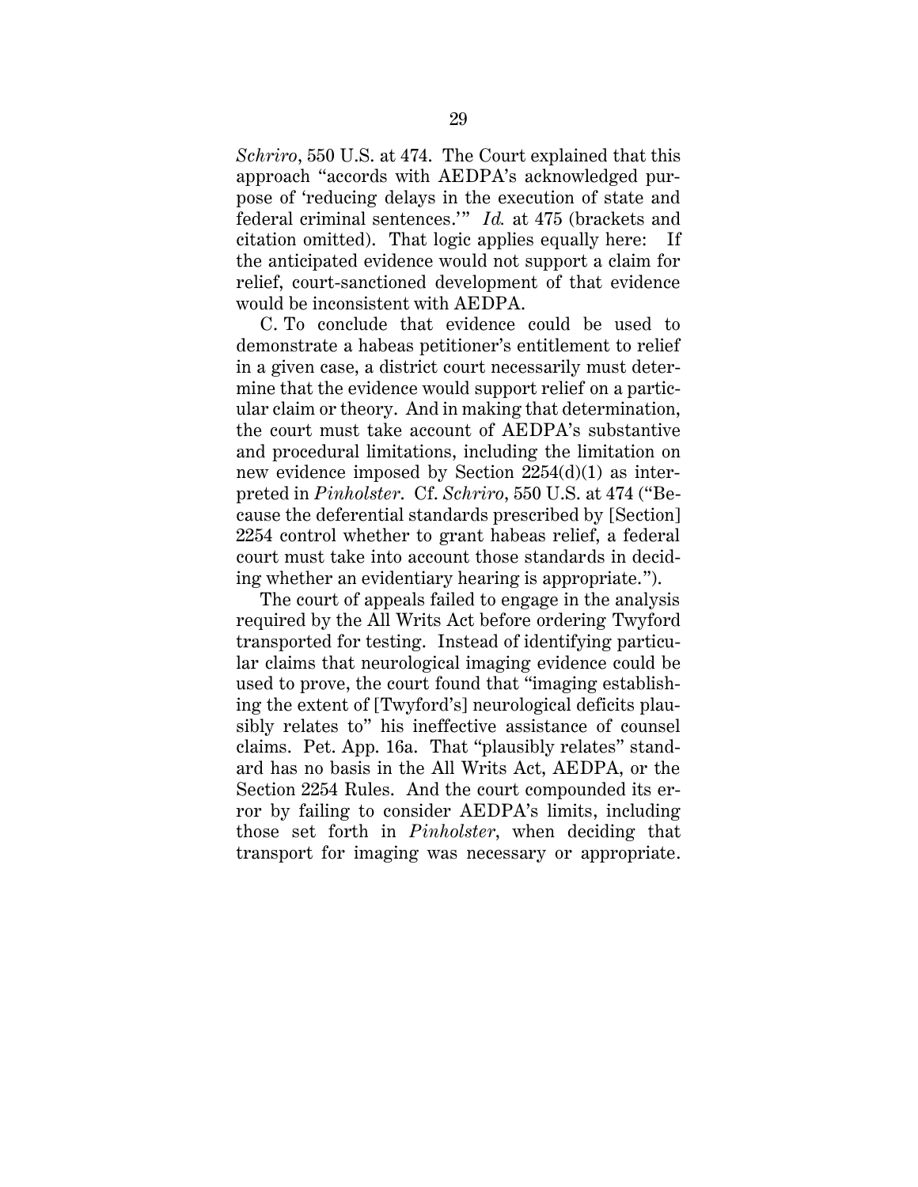*Schriro*, 550 U.S. at 474. The Court explained that this approach "accords with AEDPA's acknowledged purpose of 'reducing delays in the execution of state and federal criminal sentences.'" *Id.* at 475 (brackets and citation omitted). That logic applies equally here: If the anticipated evidence would not support a claim for relief, court-sanctioned development of that evidence would be inconsistent with AEDPA.

C. To conclude that evidence could be used to demonstrate a habeas petitioner's entitlement to relief in a given case, a district court necessarily must determine that the evidence would support relief on a particular claim or theory. And in making that determination, the court must take account of AEDPA's substantive and procedural limitations, including the limitation on new evidence imposed by Section 2254(d)(1) as interpreted in *Pinholster*. Cf. *Schriro*, 550 U.S. at 474 ("Because the deferential standards prescribed by [Section] 2254 control whether to grant habeas relief, a federal court must take into account those standards in deciding whether an evidentiary hearing is appropriate.").

The court of appeals failed to engage in the analysis required by the All Writs Act before ordering Twyford transported for testing. Instead of identifying particular claims that neurological imaging evidence could be used to prove, the court found that "imaging establishing the extent of [Twyford's] neurological deficits plausibly relates to" his ineffective assistance of counsel claims. Pet. App. 16a. That "plausibly relates" standard has no basis in the All Writs Act, AEDPA, or the Section 2254 Rules. And the court compounded its error by failing to consider AEDPA's limits, including those set forth in *Pinholster*, when deciding that transport for imaging was necessary or appropriate.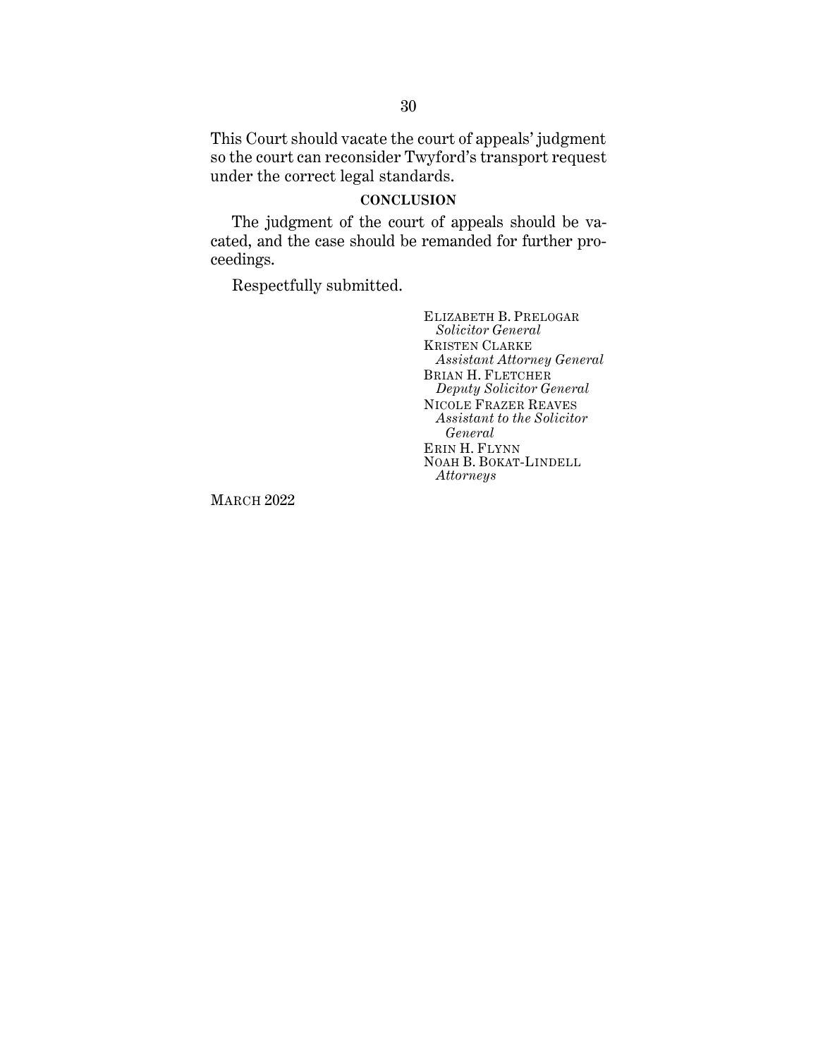This Court should vacate the court of appeals' judgment so the court can reconsider Twyford's transport request under the correct legal standards.

## CONCLUSION

The judgment of the court of appeals should be vacated, and the case should be remanded for further proceedings.

Respectfully submitted.

ELIZABETH B. PRELOGAR
*Solicitor General*
KRISTEN CLARKE
*Assistant Attorney General*
BRIAN H. FLETCHER
*Deputy Solicitor General*
NICOLE FRAZER REAVES
*Assistant to the Solicitor General*
ERIN H. FLYNN
NOAH B. BOKAT-LINDELL
*Attorneys*

MARCH 2022